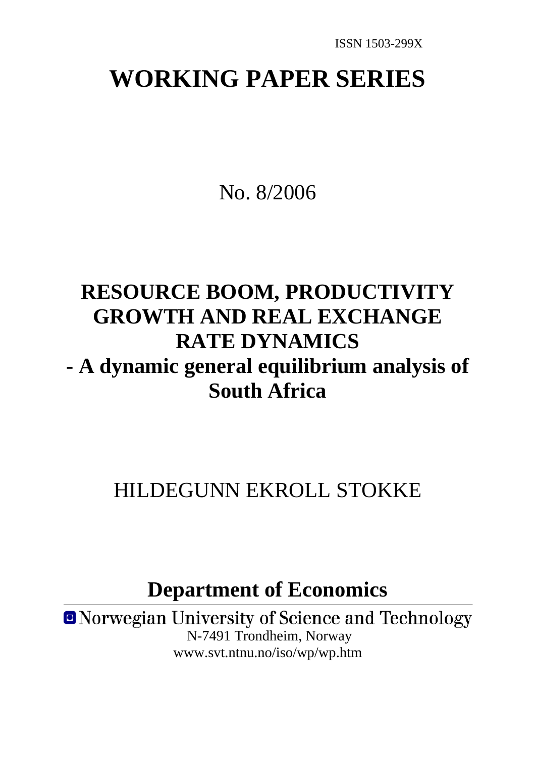ISSN 1503-299X

# WORKING PAPER SERIES

No. 8/2006

# RESOURCE BOOM, PRODUCTIVITY GROWTH AND REAL EXCHANGE RATE DYNAMICS

# - A dynamic general equilibrium analysis of South Africa

HILDEGUNN EKROLL STOKKE

## Department of Economics

Norwegian University of Science and Technology
N-7491 Trondheim, Norway
www.svt.ntnu.no/iso/wp/wp.htm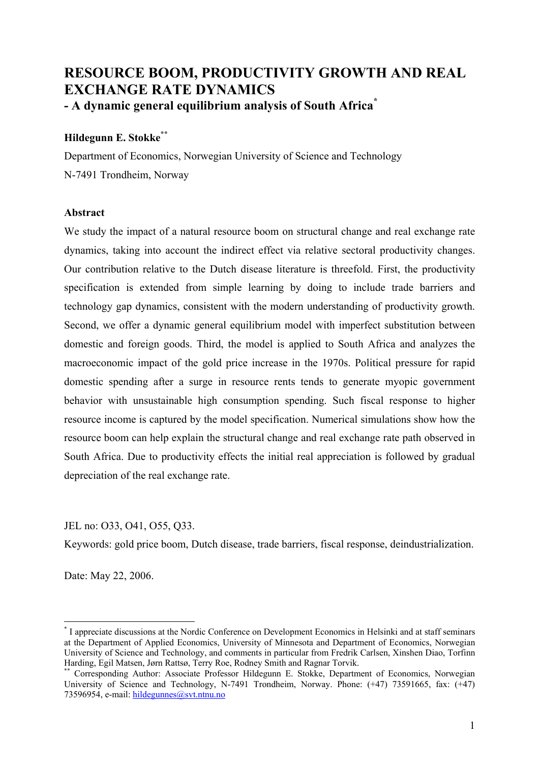# RESOURCE BOOM, PRODUCTIVITY GROWTH AND REAL EXCHANGE RATE DYNAMICS

## - A dynamic general equilibrium analysis of South Africa[*]

**Hildegunn E. Stokke**[**]

Department of Economics, Norwegian University of Science and Technology

N-7491 Trondheim, Norway

### Abstract

We study the impact of a natural resource boom on structural change and real exchange rate dynamics, taking into account the indirect effect via relative sectoral productivity changes. Our contribution relative to the Dutch disease literature is threefold. First, the productivity specification is extended from simple learning by doing to include trade barriers and technology gap dynamics, consistent with the modern understanding of productivity growth. Second, we offer a dynamic general equilibrium model with imperfect substitution between domestic and foreign goods. Third, the model is applied to South Africa and analyzes the macroeconomic impact of the gold price increase in the 1970s. Political pressure for rapid domestic spending after a surge in resource rents tends to generate myopic government behavior with unsustainable high consumption spending. Such fiscal response to higher resource income is captured by the model specification. Numerical simulations show how the resource boom can help explain the structural change and real exchange rate path observed in South Africa. Due to productivity effects the initial real appreciation is followed by gradual depreciation of the real exchange rate.

JEL no: O33, O41, O55, Q33.

Keywords: gold price boom, Dutch disease, trade barriers, fiscal response, deindustrialization.

Date: May 22, 2006.

---

[*] I appreciate discussions at the Nordic Conference on Development Economics in Helsinki and at staff seminars at the Department of Applied Economics, University of Minnesota and Department of Economics, Norwegian University of Science and Technology, and comments in particular from Fredrik Carlsen, Xinshen Diao, Torfinn Harding, Egil Matsen, Jørn Rattsø, Terry Roe, Rodney Smith and Ragnar Torvik.

[**] Corresponding Author: Associate Professor Hildegunn E. Stokke, Department of Economics, Norwegian University of Science and Technology, N-7491 Trondheim, Norway. Phone: (+47) 73591665, fax: (+47) 73596954, e-mail: hildegunnes@svt.ntnu.no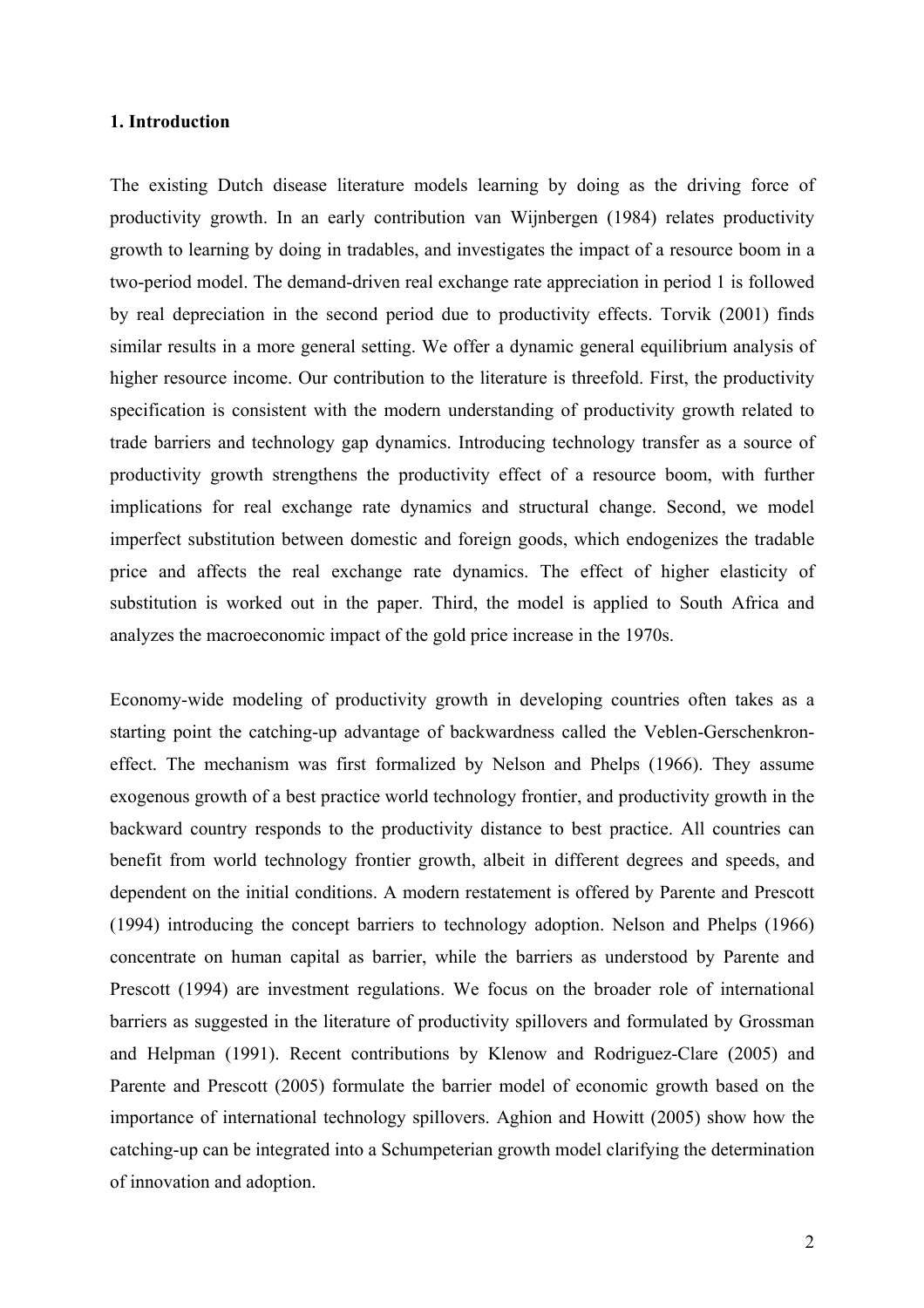### 1. Introduction

The existing Dutch disease literature models learning by doing as the driving force of productivity growth. In an early contribution van Wijnbergen (1984) relates productivity growth to learning by doing in tradables, and investigates the impact of a resource boom in a two-period model. The demand-driven real exchange rate appreciation in period 1 is followed by real depreciation in the second period due to productivity effects. Torvik (2001) finds similar results in a more general setting. We offer a dynamic general equilibrium analysis of higher resource income. Our contribution to the literature is threefold. First, the productivity specification is consistent with the modern understanding of productivity growth related to trade barriers and technology gap dynamics. Introducing technology transfer as a source of productivity growth strengthens the productivity effect of a resource boom, with further implications for real exchange rate dynamics and structural change. Second, we model imperfect substitution between domestic and foreign goods, which endogenizes the tradable price and affects the real exchange rate dynamics. The effect of higher elasticity of substitution is worked out in the paper. Third, the model is applied to South Africa and analyzes the macroeconomic impact of the gold price increase in the 1970s.

Economy-wide modeling of productivity growth in developing countries often takes as a starting point the catching-up advantage of backwardness called the Veblen-Gerschenkron-effect. The mechanism was first formalized by Nelson and Phelps (1966). They assume exogenous growth of a best practice world technology frontier, and productivity growth in the backward country responds to the productivity distance to best practice. All countries can benefit from world technology frontier growth, albeit in different degrees and speeds, and dependent on the initial conditions. A modern restatement is offered by Parente and Prescott (1994) introducing the concept barriers to technology adoption. Nelson and Phelps (1966) concentrate on human capital as barrier, while the barriers as understood by Parente and Prescott (1994) are investment regulations. We focus on the broader role of international barriers as suggested in the literature of productivity spillovers and formulated by Grossman and Helpman (1991). Recent contributions by Klenow and Rodriguez-Clare (2005) and Parente and Prescott (2005) formulate the barrier model of economic growth based on the importance of international technology spillovers. Aghion and Howitt (2005) show how the catching-up can be integrated into a Schumpeterian growth model clarifying the determination of innovation and adoption.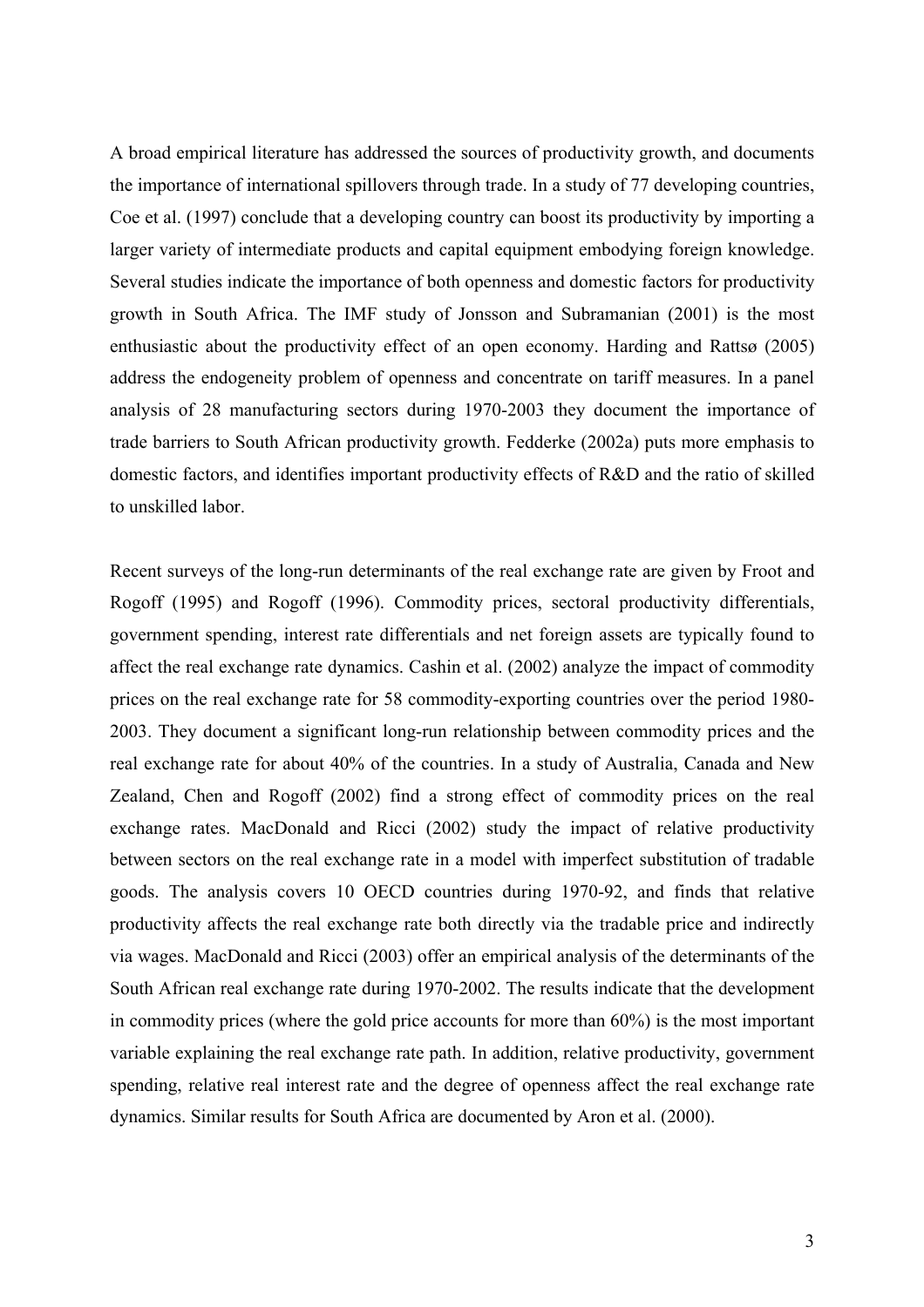A broad empirical literature has addressed the sources of productivity growth, and documents the importance of international spillovers through trade. In a study of 77 developing countries, Coe et al. (1997) conclude that a developing country can boost its productivity by importing a larger variety of intermediate products and capital equipment embodying foreign knowledge. Several studies indicate the importance of both openness and domestic factors for productivity growth in South Africa. The IMF study of Jonsson and Subramanian (2001) is the most enthusiastic about the productivity effect of an open economy. Harding and Rattsø (2005) address the endogeneity problem of openness and concentrate on tariff measures. In a panel analysis of 28 manufacturing sectors during 1970-2003 they document the importance of trade barriers to South African productivity growth. Fedderke (2002a) puts more emphasis to domestic factors, and identifies important productivity effects of R&D and the ratio of skilled to unskilled labor.

Recent surveys of the long-run determinants of the real exchange rate are given by Froot and Rogoff (1995) and Rogoff (1996). Commodity prices, sectoral productivity differentials, government spending, interest rate differentials and net foreign assets are typically found to affect the real exchange rate dynamics. Cashin et al. (2002) analyze the impact of commodity prices on the real exchange rate for 58 commodity-exporting countries over the period 1980-2003. They document a significant long-run relationship between commodity prices and the real exchange rate for about 40% of the countries. In a study of Australia, Canada and New Zealand, Chen and Rogoff (2002) find a strong effect of commodity prices on the real exchange rates. MacDonald and Ricci (2002) study the impact of relative productivity between sectors on the real exchange rate in a model with imperfect substitution of tradable goods. The analysis covers 10 OECD countries during 1970-92, and finds that relative productivity affects the real exchange rate both directly via the tradable price and indirectly via wages. MacDonald and Ricci (2003) offer an empirical analysis of the determinants of the South African real exchange rate during 1970-2002. The results indicate that the development in commodity prices (where the gold price accounts for more than 60%) is the most important variable explaining the real exchange rate path. In addition, relative productivity, government spending, relative real interest rate and the degree of openness affect the real exchange rate dynamics. Similar results for South Africa are documented by Aron et al. (2000).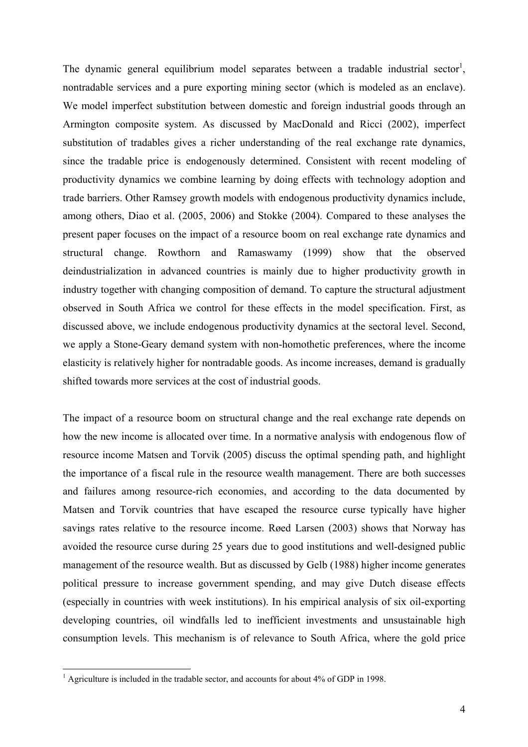The dynamic general equilibrium model separates between a tradable industrial sector[1], nontradable services and a pure exporting mining sector (which is modeled as an enclave). We model imperfect substitution between domestic and foreign industrial goods through an Armington composite system. As discussed by MacDonald and Ricci (2002), imperfect substitution of tradables gives a richer understanding of the real exchange rate dynamics, since the tradable price is endogenously determined. Consistent with recent modeling of productivity dynamics we combine learning by doing effects with technology adoption and trade barriers. Other Ramsey growth models with endogenous productivity dynamics include, among others, Diao et al. (2005, 2006) and Stokke (2004). Compared to these analyses the present paper focuses on the impact of a resource boom on real exchange rate dynamics and structural change. Rowthorn and Ramaswamy (1999) show that the observed deindustrialization in advanced countries is mainly due to higher productivity growth in industry together with changing composition of demand. To capture the structural adjustment observed in South Africa we control for these effects in the model specification. First, as discussed above, we include endogenous productivity dynamics at the sectoral level. Second, we apply a Stone-Geary demand system with non-homothetic preferences, where the income elasticity is relatively higher for nontradable goods. As income increases, demand is gradually shifted towards more services at the cost of industrial goods.

The impact of a resource boom on structural change and the real exchange rate depends on how the new income is allocated over time. In a normative analysis with endogenous flow of resource income Matsen and Torvik (2005) discuss the optimal spending path, and highlight the importance of a fiscal rule in the resource wealth management. There are both successes and failures among resource-rich economies, and according to the data documented by Matsen and Torvik countries that have escaped the resource curse typically have higher savings rates relative to the resource income. Røed Larsen (2003) shows that Norway has avoided the resource curse during 25 years due to good institutions and well-designed public management of the resource wealth. But as discussed by Gelb (1988) higher income generates political pressure to increase government spending, and may give Dutch disease effects (especially in countries with week institutions). In his empirical analysis of six oil-exporting developing countries, oil windfalls led to inefficient investments and unsustainable high consumption levels. This mechanism is of relevance to South Africa, where the gold price

[1] Agriculture is included in the tradable sector, and accounts for about 4% of GDP in 1998.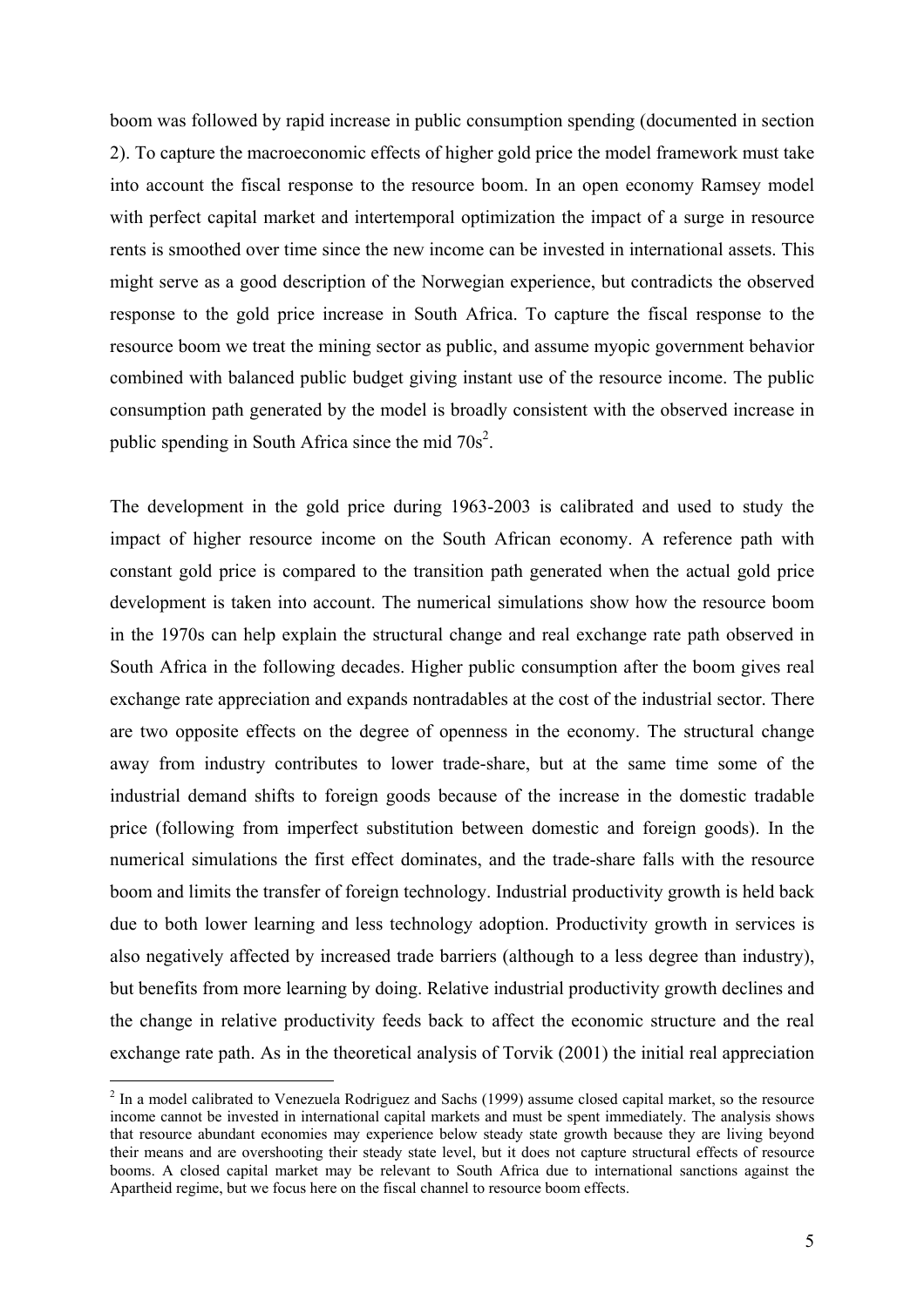boom was followed by rapid increase in public consumption spending (documented in section 2). To capture the macroeconomic effects of higher gold price the model framework must take into account the fiscal response to the resource boom. In an open economy Ramsey model with perfect capital market and intertemporal optimization the impact of a surge in resource rents is smoothed over time since the new income can be invested in international assets. This might serve as a good description of the Norwegian experience, but contradicts the observed response to the gold price increase in South Africa. To capture the fiscal response to the resource boom we treat the mining sector as public, and assume myopic government behavior combined with balanced public budget giving instant use of the resource income. The public consumption path generated by the model is broadly consistent with the observed increase in public spending in South Africa since the mid 70s[2].

The development in the gold price during 1963-2003 is calibrated and used to study the impact of higher resource income on the South African economy. A reference path with constant gold price is compared to the transition path generated when the actual gold price development is taken into account. The numerical simulations show how the resource boom in the 1970s can help explain the structural change and real exchange rate path observed in South Africa in the following decades. Higher public consumption after the boom gives real exchange rate appreciation and expands nontradables at the cost of the industrial sector. There are two opposite effects on the degree of openness in the economy. The structural change away from industry contributes to lower trade-share, but at the same time some of the industrial demand shifts to foreign goods because of the increase in the domestic tradable price (following from imperfect substitution between domestic and foreign goods). In the numerical simulations the first effect dominates, and the trade-share falls with the resource boom and limits the transfer of foreign technology. Industrial productivity growth is held back due to both lower learning and less technology adoption. Productivity growth in services is also negatively affected by increased trade barriers (although to a less degree than industry), but benefits from more learning by doing. Relative industrial productivity growth declines and the change in relative productivity feeds back to affect the economic structure and the real exchange rate path. As in the theoretical analysis of Torvik (2001) the initial real appreciation

[2] In a model calibrated to Venezuela Rodriguez and Sachs (1999) assume closed capital market, so the resource income cannot be invested in international capital markets and must be spent immediately. The analysis shows that resource abundant economies may experience below steady state growth because they are living beyond their means and are overshooting their steady state level, but it does not capture structural effects of resource booms. A closed capital market may be relevant to South Africa due to international sanctions against the Apartheid regime, but we focus here on the fiscal channel to resource boom effects.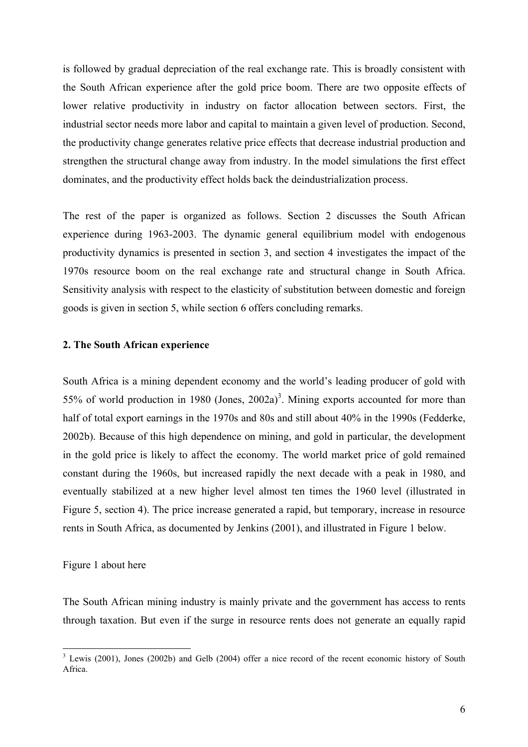is followed by gradual depreciation of the real exchange rate. This is broadly consistent with the South African experience after the gold price boom. There are two opposite effects of lower relative productivity in industry on factor allocation between sectors. First, the industrial sector needs more labor and capital to maintain a given level of production. Second, the productivity change generates relative price effects that decrease industrial production and strengthen the structural change away from industry. In the model simulations the first effect dominates, and the productivity effect holds back the deindustrialization process.

The rest of the paper is organized as follows. Section 2 discusses the South African experience during 1963-2003. The dynamic general equilibrium model with endogenous productivity dynamics is presented in section 3, and section 4 investigates the impact of the 1970s resource boom on the real exchange rate and structural change in South Africa. Sensitivity analysis with respect to the elasticity of substitution between domestic and foreign goods is given in section 5, while section 6 offers concluding remarks.

## 2. The South African experience

South Africa is a mining dependent economy and the world's leading producer of gold with 55% of world production in 1980 (Jones, 2002a)[3]. Mining exports accounted for more than half of total export earnings in the 1970s and 80s and still about 40% in the 1990s (Fedderke, 2002b). Because of this high dependence on mining, and gold in particular, the development in the gold price is likely to affect the economy. The world market price of gold remained constant during the 1960s, but increased rapidly the next decade with a peak in 1980, and eventually stabilized at a new higher level almost ten times the 1960 level (illustrated in Figure 5, section 4). The price increase generated a rapid, but temporary, increase in resource rents in South Africa, as documented by Jenkins (2001), and illustrated in Figure 1 below.

Figure 1 about here

The South African mining industry is mainly private and the government has access to rents through taxation. But even if the surge in resource rents does not generate an equally rapid

[3] Lewis (2001), Jones (2002b) and Gelb (2004) offer a nice record of the recent economic history of South Africa.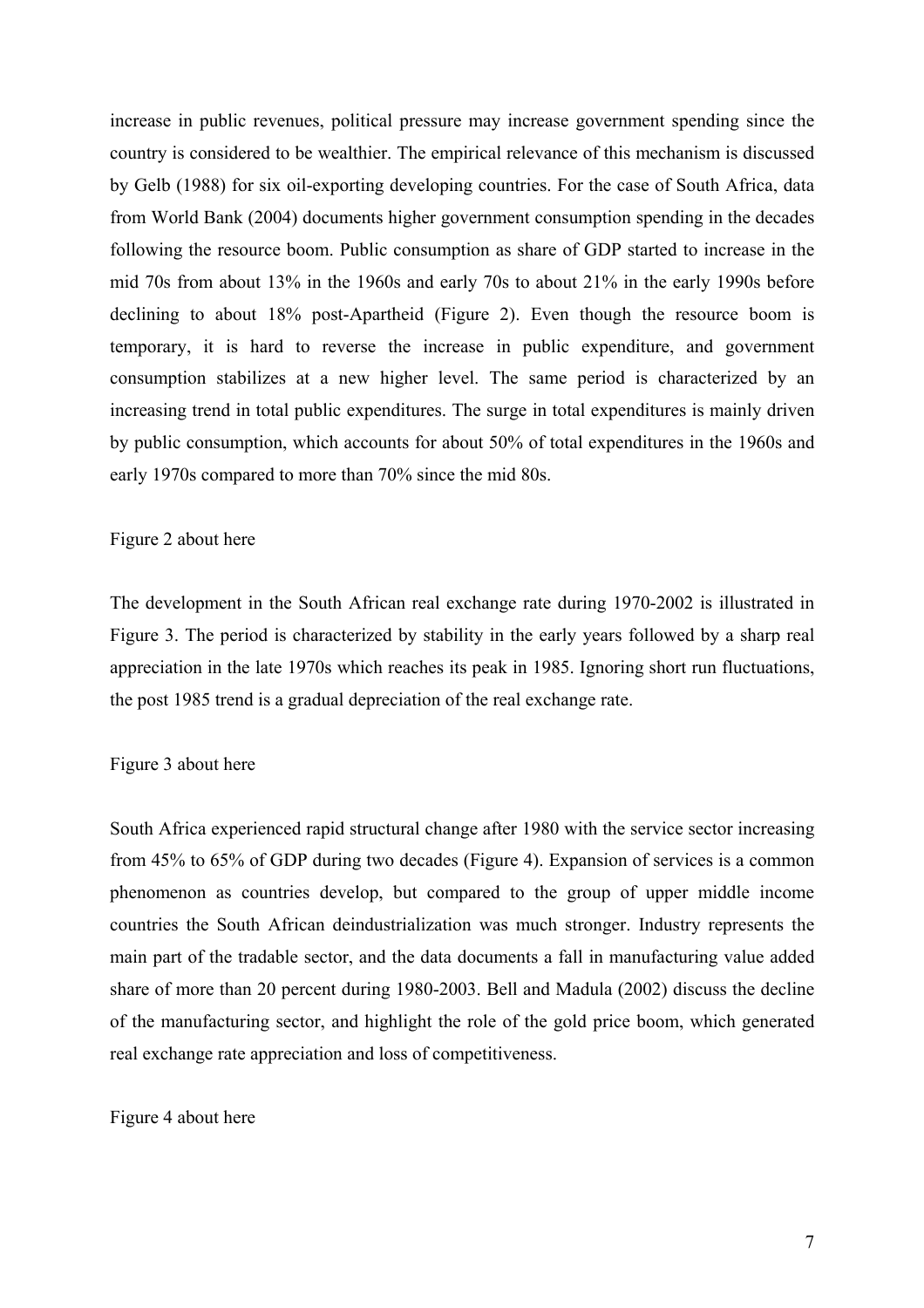increase in public revenues, political pressure may increase government spending since the country is considered to be wealthier. The empirical relevance of this mechanism is discussed by Gelb (1988) for six oil-exporting developing countries. For the case of South Africa, data from World Bank (2004) documents higher government consumption spending in the decades following the resource boom. Public consumption as share of GDP started to increase in the mid 70s from about 13% in the 1960s and early 70s to about 21% in the early 1990s before declining to about 18% post-Apartheid (Figure 2). Even though the resource boom is temporary, it is hard to reverse the increase in public expenditure, and government consumption stabilizes at a new higher level. The same period is characterized by an increasing trend in total public expenditures. The surge in total expenditures is mainly driven by public consumption, which accounts for about 50% of total expenditures in the 1960s and early 1970s compared to more than 70% since the mid 80s.

Figure 2 about here

The development in the South African real exchange rate during 1970-2002 is illustrated in Figure 3. The period is characterized by stability in the early years followed by a sharp real appreciation in the late 1970s which reaches its peak in 1985. Ignoring short run fluctuations, the post 1985 trend is a gradual depreciation of the real exchange rate.

Figure 3 about here

South Africa experienced rapid structural change after 1980 with the service sector increasing from 45% to 65% of GDP during two decades (Figure 4). Expansion of services is a common phenomenon as countries develop, but compared to the group of upper middle income countries the South African deindustrialization was much stronger. Industry represents the main part of the tradable sector, and the data documents a fall in manufacturing value added share of more than 20 percent during 1980-2003. Bell and Madula (2002) discuss the decline of the manufacturing sector, and highlight the role of the gold price boom, which generated real exchange rate appreciation and loss of competitiveness.

Figure 4 about here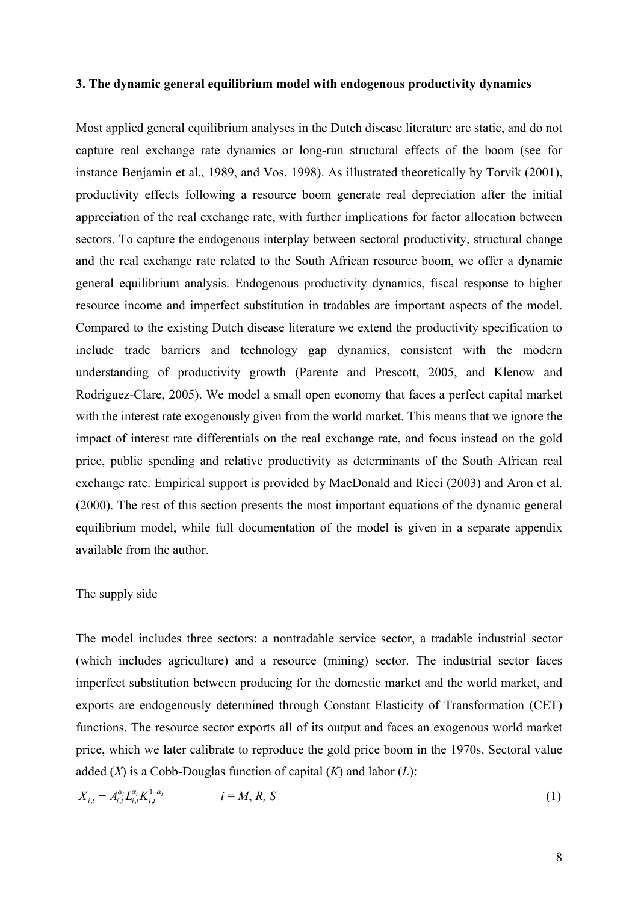**3. The dynamic general equilibrium model with endogenous productivity dynamics**

Most applied general equilibrium analyses in the Dutch disease literature are static, and do not capture real exchange rate dynamics or long-run structural effects of the boom (see for instance Benjamin et al., 1989, and Vos, 1998). As illustrated theoretically by Torvik (2001), productivity effects following a resource boom generate real depreciation after the initial appreciation of the real exchange rate, with further implications for factor allocation between sectors. To capture the endogenous interplay between sectoral productivity, structural change and the real exchange rate related to the South African resource boom, we offer a dynamic general equilibrium analysis. Endogenous productivity dynamics, fiscal response to higher resource income and imperfect substitution in tradables are important aspects of the model. Compared to the existing Dutch disease literature we extend the productivity specification to include trade barriers and technology gap dynamics, consistent with the modern understanding of productivity growth (Parente and Prescott, 2005, and Klenow and Rodriguez-Clare, 2005). We model a small open economy that faces a perfect capital market with the interest rate exogenously given from the world market. This means that we ignore the impact of interest rate differentials on the real exchange rate, and focus instead on the gold price, public spending and relative productivity as determinants of the South African real exchange rate. Empirical support is provided by MacDonald and Ricci (2003) and Aron et al. (2000). The rest of this section presents the most important equations of the dynamic general equilibrium model, while full documentation of the model is given in a separate appendix available from the author.

The supply side

The model includes three sectors: a nontradable service sector, a tradable industrial sector (which includes agriculture) and a resource (mining) sector. The industrial sector faces imperfect substitution between producing for the domestic market and the world market, and exports are endogenously determined through Constant Elasticity of Transformation (CET) functions. The resource sector exports all of its output and faces an exogenous world market price, which we later calibrate to reproduce the gold price boom in the 1970s. Sectoral value added ($X$) is a Cobb-Douglas function of capital ($K$) and labor ($L$):

$$X_{i,t} = A_{i,t}^{\alpha_i} L_{i,t}^{\alpha_i} K_{i,t}^{1-\alpha_i} \qquad i = M, R, S \tag{1}$$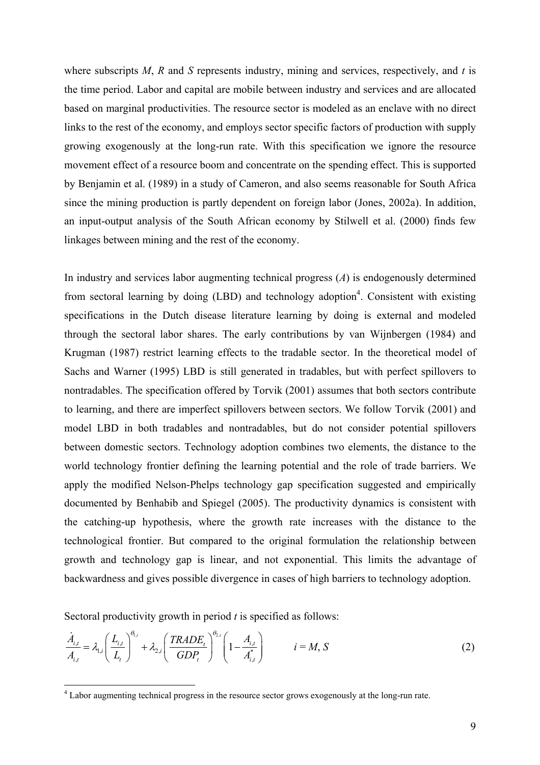where subscripts $M$, $R$ and $S$ represents industry, mining and services, respectively, and $t$ is the time period. Labor and capital are mobile between industry and services and are allocated based on marginal productivities. The resource sector is modeled as an enclave with no direct links to the rest of the economy, and employs sector specific factors of production with supply growing exogenously at the long-run rate. With this specification we ignore the resource movement effect of a resource boom and concentrate on the spending effect. This is supported by Benjamin et al. (1989) in a study of Cameron, and also seems reasonable for South Africa since the mining production is partly dependent on foreign labor (Jones, 2002a). In addition, an input-output analysis of the South African economy by Stilwell et al. (2000) finds few linkages between mining and the rest of the economy.

In industry and services labor augmenting technical progress ($A$) is endogenously determined from sectoral learning by doing (LBD) and technology adoption[4]. Consistent with existing specifications in the Dutch disease literature learning by doing is external and modeled through the sectoral labor shares. The early contributions by van Wijnbergen (1984) and Krugman (1987) restrict learning effects to the tradable sector. In the theoretical model of Sachs and Warner (1995) LBD is still generated in tradables, but with perfect spillovers to nontradables. The specification offered by Torvik (2001) assumes that both sectors contribute to learning, and there are imperfect spillovers between sectors. We follow Torvik (2001) and model LBD in both tradables and nontradables, but do not consider potential spillovers between domestic sectors. Technology adoption combines two elements, the distance to the world technology frontier defining the learning potential and the role of trade barriers. We apply the modified Nelson-Phelps technology gap specification suggested and empirically documented by Benhabib and Spiegel (2005). The productivity dynamics is consistent with the catching-up hypothesis, where the growth rate increases with the distance to the technological frontier. But compared to the original formulation the relationship between growth and technology gap is linear, and not exponential. This limits the advantage of backwardness and gives possible divergence in cases of high barriers to technology adoption.

Sectoral productivity growth in period $t$ is specified as follows:

$$\frac{\dot{A}_{i,t}}{A_{i,t}} = \lambda_{1,i}\left(\frac{L_{i,t}}{L_t}\right)^{\theta_{1,i}} + \lambda_{2,i}\left(\frac{TRADE_t}{GDP_t}\right)^{\theta_{2,i}}\left(1 - \frac{A_{i,t}}{A_{i,t}^*}\right) \qquad i = M, S \tag{2}$$

[4] Labor augmenting technical progress in the resource sector grows exogenously at the long-run rate.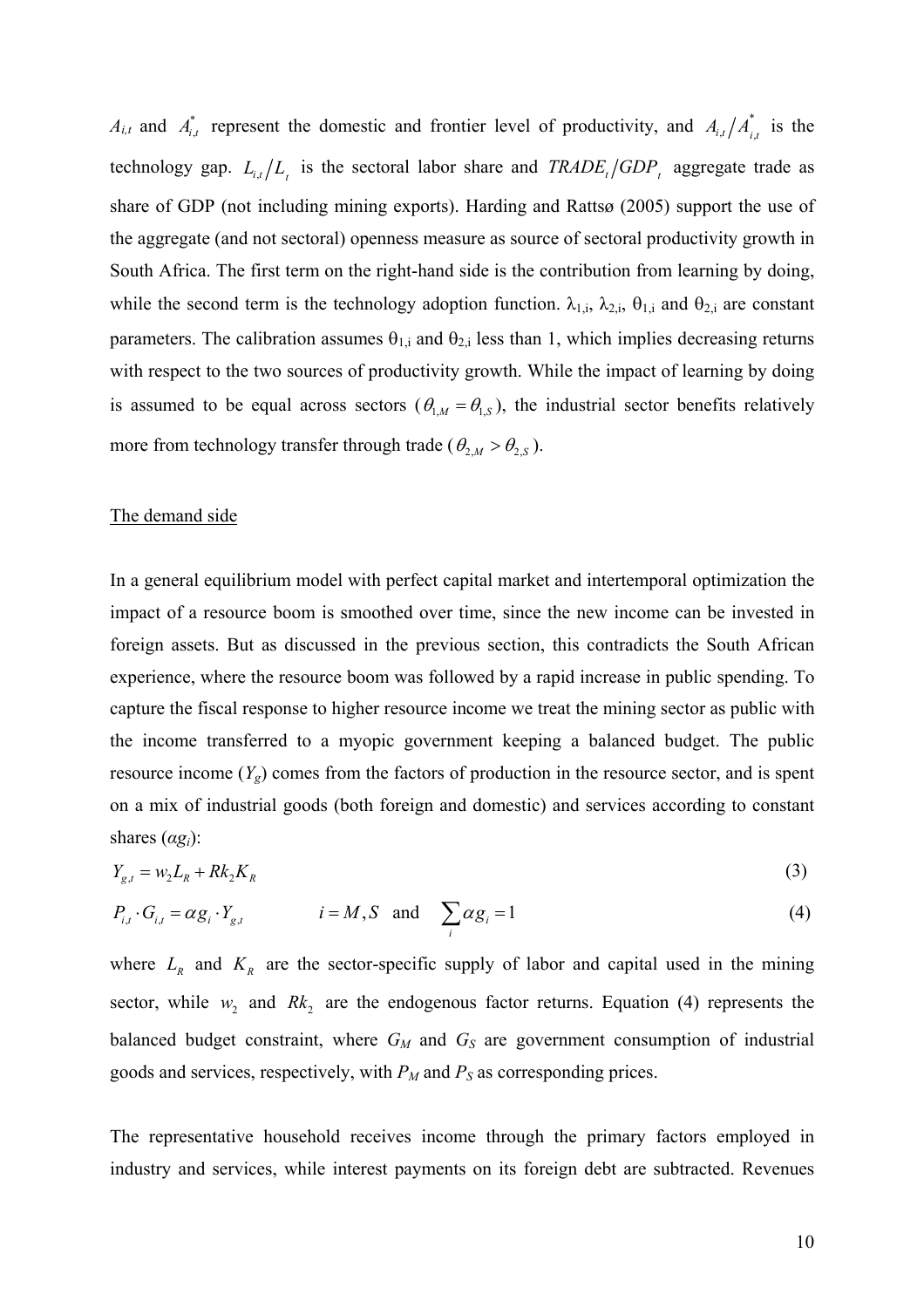$A_{i,t}$ and $A^{*}_{i,t}$ represent the domestic and frontier level of productivity, and $A_{i,t}/A^{*}_{i,t}$ is the technology gap. $L_{i,t}/L_{t}$ is the sectoral labor share and $TRADE_t/GDP_t$ aggregate trade as share of GDP (not including mining exports). Harding and Rattsø (2005) support the use of the aggregate (and not sectoral) openness measure as source of sectoral productivity growth in South Africa. The first term on the right-hand side is the contribution from learning by doing, while the second term is the technology adoption function. $\lambda_{1,i}$, $\lambda_{2,i}$, $\theta_{1,i}$ and $\theta_{2,i}$ are constant parameters. The calibration assumes $\theta_{1,i}$ and $\theta_{2,i}$ less than 1, which implies decreasing returns with respect to the two sources of productivity growth. While the impact of learning by doing is assumed to be equal across sectors ($\theta_{1,M} = \theta_{1,S}$), the industrial sector benefits relatively more from technology transfer through trade ($\theta_{2,M} > \theta_{2,S}$).

The demand side

In a general equilibrium model with perfect capital market and intertemporal optimization the impact of a resource boom is smoothed over time, since the new income can be invested in foreign assets. But as discussed in the previous section, this contradicts the South African experience, where the resource boom was followed by a rapid increase in public spending. To capture the fiscal response to higher resource income we treat the mining sector as public with the income transferred to a myopic government keeping a balanced budget. The public resource income ($Y_g$) comes from the factors of production in the resource sector, and is spent on a mix of industrial goods (both foreign and domestic) and services according to constant shares ($\alpha g_i$):

$$Y_{g,t} = w_2 L_R + Rk_2 K_R \tag{3}$$

$$P_{i,t} \cdot G_{i,t} = \alpha g_i \cdot Y_{g,t} \qquad i = M, S \quad \text{and} \quad \sum_i \alpha g_i = 1 \tag{4}$$

where $L_R$ and $K_R$ are the sector-specific supply of labor and capital used in the mining sector, while $w_2$ and $Rk_2$ are the endogenous factor returns. Equation (4) represents the balanced budget constraint, where $G_M$ and $G_S$ are government consumption of industrial goods and services, respectively, with $P_M$ and $P_S$ as corresponding prices.

The representative household receives income through the primary factors employed in industry and services, while interest payments on its foreign debt are subtracted. Revenues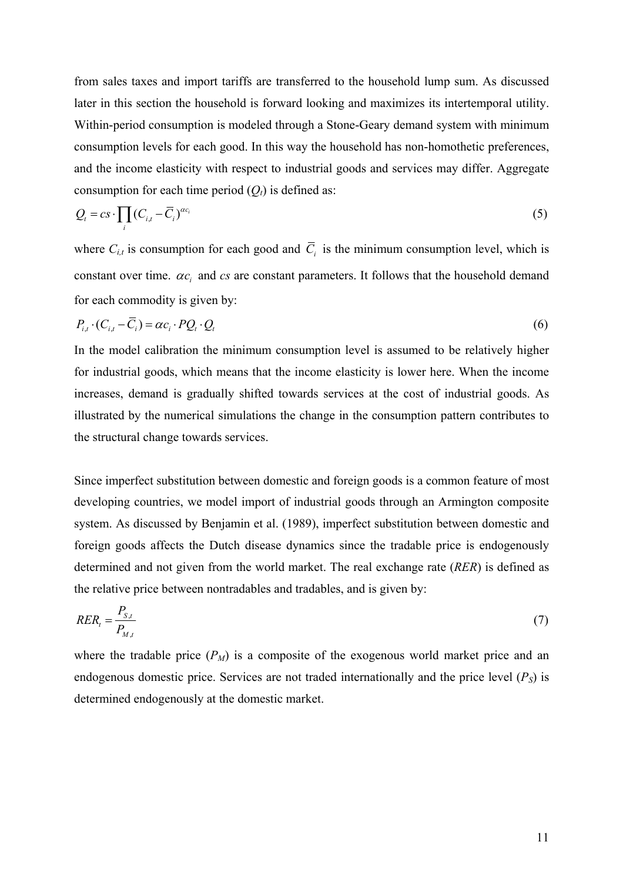from sales taxes and import tariffs are transferred to the household lump sum. As discussed later in this section the household is forward looking and maximizes its intertemporal utility. Within-period consumption is modeled through a Stone-Geary demand system with minimum consumption levels for each good. In this way the household has non-homothetic preferences, and the income elasticity with respect to industrial goods and services may differ. Aggregate consumption for each time period ($Q_t$) is defined as:

$$Q_t = cs \cdot \prod_i (C_{i,t} - \overline{C}_i)^{\alpha c_i} \tag{5}$$

where $C_{i,t}$ is consumption for each good and $\overline{C}_i$ is the minimum consumption level, which is constant over time. $\alpha c_i$ and $cs$ are constant parameters. It follows that the household demand for each commodity is given by:

$$P_{i,t} \cdot (C_{i,t} - \overline{C}_i) = \alpha c_i \cdot PQ_t \cdot Q_t \tag{6}$$

In the model calibration the minimum consumption level is assumed to be relatively higher for industrial goods, which means that the income elasticity is lower here. When the income increases, demand is gradually shifted towards services at the cost of industrial goods. As illustrated by the numerical simulations the change in the consumption pattern contributes to the structural change towards services.

Since imperfect substitution between domestic and foreign goods is a common feature of most developing countries, we model import of industrial goods through an Armington composite system. As discussed by Benjamin et al. (1989), imperfect substitution between domestic and foreign goods affects the Dutch disease dynamics since the tradable price is endogenously determined and not given from the world market. The real exchange rate (*RER*) is defined as the relative price between nontradables and tradables, and is given by:

$$RER_t = \frac{P_{S,t}}{P_{M,t}} \tag{7}$$

where the tradable price ($P_M$) is a composite of the exogenous world market price and an endogenous domestic price. Services are not traded internationally and the price level ($P_S$) is determined endogenously at the domestic market.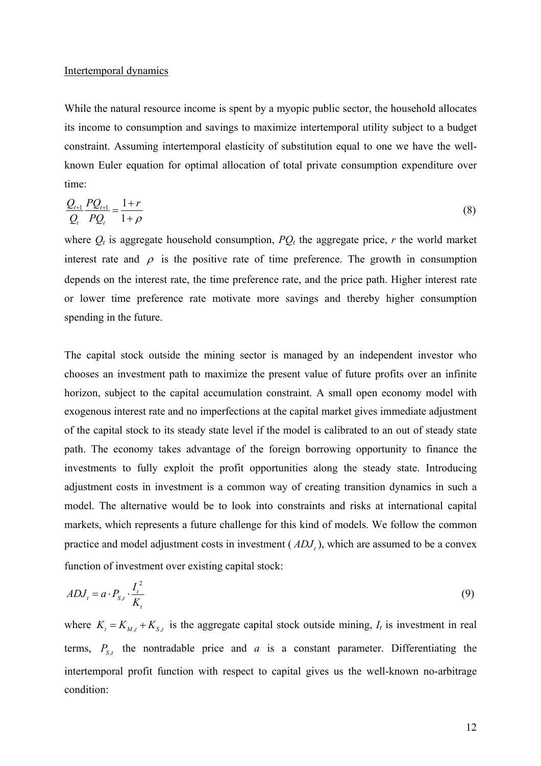Intertemporal dynamics

While the natural resource income is spent by a myopic public sector, the household allocates its income to consumption and savings to maximize intertemporal utility subject to a budget constraint. Assuming intertemporal elasticity of substitution equal to one we have the well-known Euler equation for optimal allocation of total private consumption expenditure over time:

$$\frac{Q_{t+1}}{Q_t}\frac{PQ_{t+1}}{PQ_t} = \frac{1+r}{1+\rho} \tag{8}$$

where $Q_t$ is aggregate household consumption, $PQ_t$ the aggregate price, $r$ the world market interest rate and $\rho$ is the positive rate of time preference. The growth in consumption depends on the interest rate, the time preference rate, and the price path. Higher interest rate or lower time preference rate motivate more savings and thereby higher consumption spending in the future.

The capital stock outside the mining sector is managed by an independent investor who chooses an investment path to maximize the present value of future profits over an infinite horizon, subject to the capital accumulation constraint. A small open economy model with exogenous interest rate and no imperfections at the capital market gives immediate adjustment of the capital stock to its steady state level if the model is calibrated to an out of steady state path. The economy takes advantage of the foreign borrowing opportunity to finance the investments to fully exploit the profit opportunities along the steady state. Introducing adjustment costs in investment is a common way of creating transition dynamics in such a model. The alternative would be to look into constraints and risks at international capital markets, which represents a future challenge for this kind of models. We follow the common practice and model adjustment costs in investment ($ADJ_t$), which are assumed to be a convex function of investment over existing capital stock:

$$ADJ_t = a \cdot P_{S,t} \cdot \frac{I_t^2}{K_t} \tag{9}$$

where $K_t = K_{M,t} + K_{S,t}$ is the aggregate capital stock outside mining, $I_t$ is investment in real terms, $P_{S,t}$ the nontradable price and $a$ is a constant parameter. Differentiating the intertemporal profit function with respect to capital gives us the well-known no-arbitrage condition: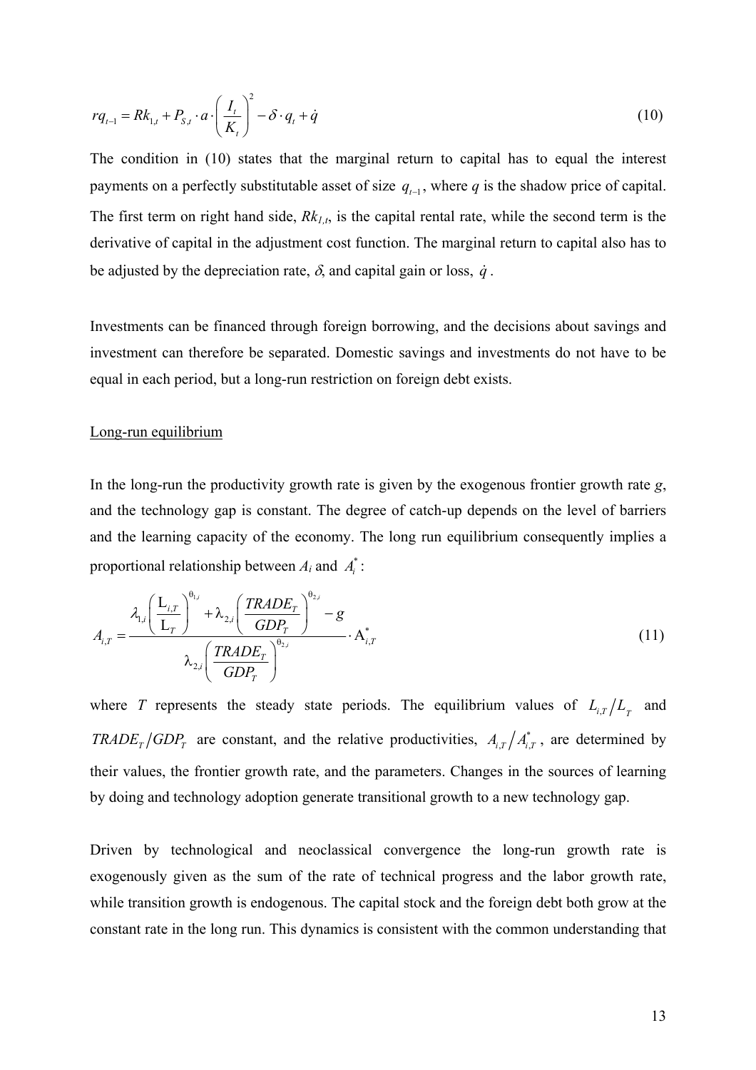$$r q_{t-1} = Rk_{1,t} + P_{S,t} \cdot a \cdot \left( \frac{I_t}{K_t} \right)^2 - \delta \cdot q_t + \dot{q} \tag{10}$$

The condition in (10) states that the marginal return to capital has to equal the interest payments on a perfectly substitutable asset of size $q_{t-1}$, where $q$ is the shadow price of capital. The first term on right hand side, $Rk_{1,t}$, is the capital rental rate, while the second term is the derivative of capital in the adjustment cost function. The marginal return to capital also has to be adjusted by the depreciation rate, $\delta$, and capital gain or loss, $\dot{q}$.

Investments can be financed through foreign borrowing, and the decisions about savings and investment can therefore be separated. Domestic savings and investments do not have to be equal in each period, but a long-run restriction on foreign debt exists.

Long-run equilibrium

In the long-run the productivity growth rate is given by the exogenous frontier growth rate $g$, and the technology gap is constant. The degree of catch-up depends on the level of barriers and the learning capacity of the economy. The long run equilibrium consequently implies a proportional relationship between $A_i$ and $A_i^*$:

$$A_{i,T} = \frac{\lambda_{1,i} \left( \frac{L_{i,T}}{L_T} \right)^{\theta_{1,i}} + \lambda_{2,i} \left( \frac{TRADE_T}{GDP_T} \right)^{\theta_{2,i}} - g}{\lambda_{2,i} \left( \frac{TRADE_T}{GDP_T} \right)^{\theta_{2,i}}} \cdot A_{i,T}^* \tag{11}$$

where $T$ represents the steady state periods. The equilibrium values of $L_{i,T} / L_T$ and $TRADE_T / GDP_T$ are constant, and the relative productivities, $A_{i,T} / A_{i,T}^*$, are determined by their values, the frontier growth rate, and the parameters. Changes in the sources of learning by doing and technology adoption generate transitional growth to a new technology gap.

Driven by technological and neoclassical convergence the long-run growth rate is exogenously given as the sum of the rate of technical progress and the labor growth rate, while transition growth is endogenous. The capital stock and the foreign debt both grow at the constant rate in the long run. This dynamics is consistent with the common understanding that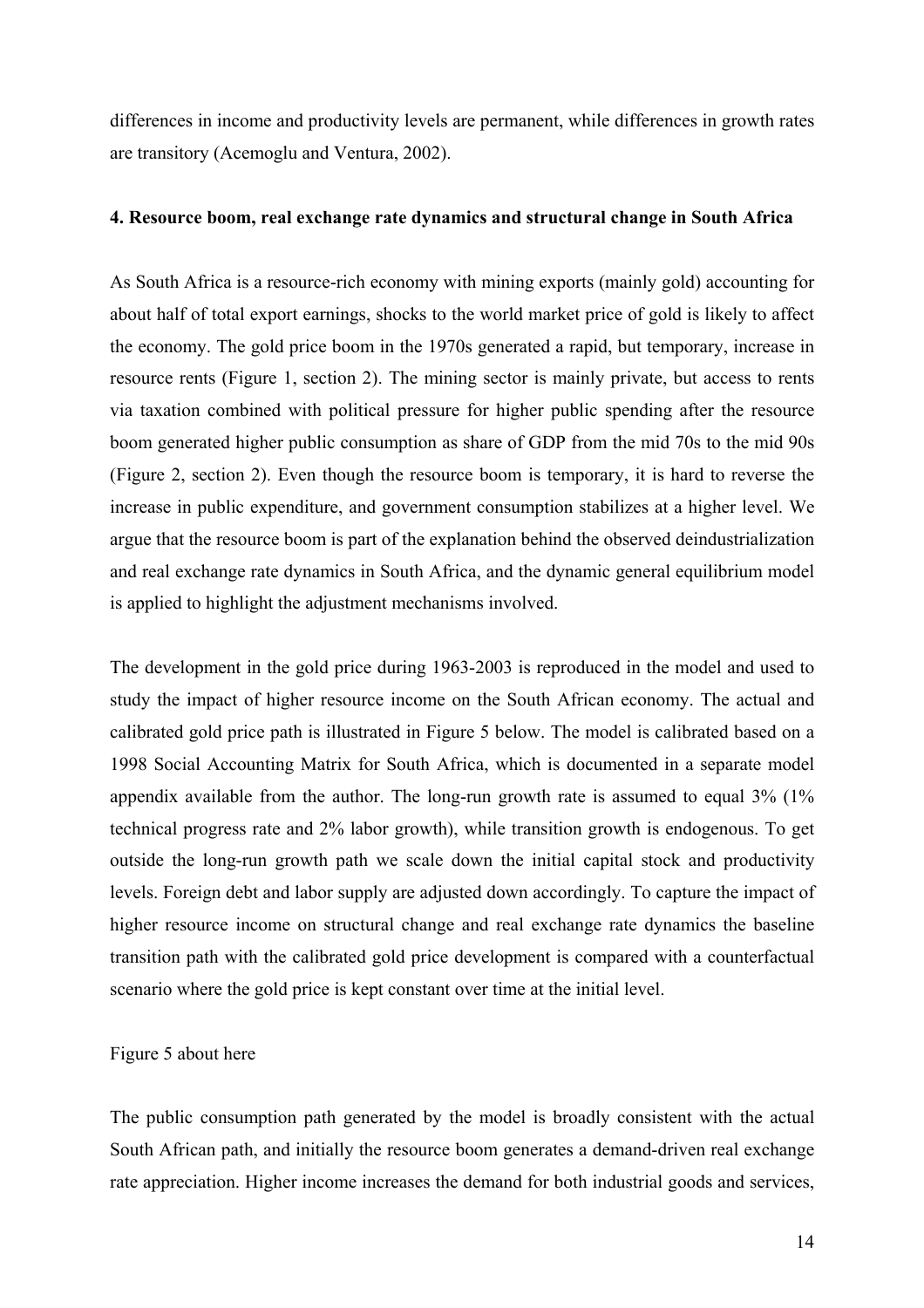differences in income and productivity levels are permanent, while differences in growth rates are transitory (Acemoglu and Ventura, 2002).

### 4. Resource boom, real exchange rate dynamics and structural change in South Africa

As South Africa is a resource-rich economy with mining exports (mainly gold) accounting for about half of total export earnings, shocks to the world market price of gold is likely to affect the economy. The gold price boom in the 1970s generated a rapid, but temporary, increase in resource rents (Figure 1, section 2). The mining sector is mainly private, but access to rents via taxation combined with political pressure for higher public spending after the resource boom generated higher public consumption as share of GDP from the mid 70s to the mid 90s (Figure 2, section 2). Even though the resource boom is temporary, it is hard to reverse the increase in public expenditure, and government consumption stabilizes at a higher level. We argue that the resource boom is part of the explanation behind the observed deindustrialization and real exchange rate dynamics in South Africa, and the dynamic general equilibrium model is applied to highlight the adjustment mechanisms involved.

The development in the gold price during 1963-2003 is reproduced in the model and used to study the impact of higher resource income on the South African economy. The actual and calibrated gold price path is illustrated in Figure 5 below. The model is calibrated based on a 1998 Social Accounting Matrix for South Africa, which is documented in a separate model appendix available from the author. The long-run growth rate is assumed to equal 3% (1% technical progress rate and 2% labor growth), while transition growth is endogenous. To get outside the long-run growth path we scale down the initial capital stock and productivity levels. Foreign debt and labor supply are adjusted down accordingly. To capture the impact of higher resource income on structural change and real exchange rate dynamics the baseline transition path with the calibrated gold price development is compared with a counterfactual scenario where the gold price is kept constant over time at the initial level.

Figure 5 about here

The public consumption path generated by the model is broadly consistent with the actual South African path, and initially the resource boom generates a demand-driven real exchange rate appreciation. Higher income increases the demand for both industrial goods and services,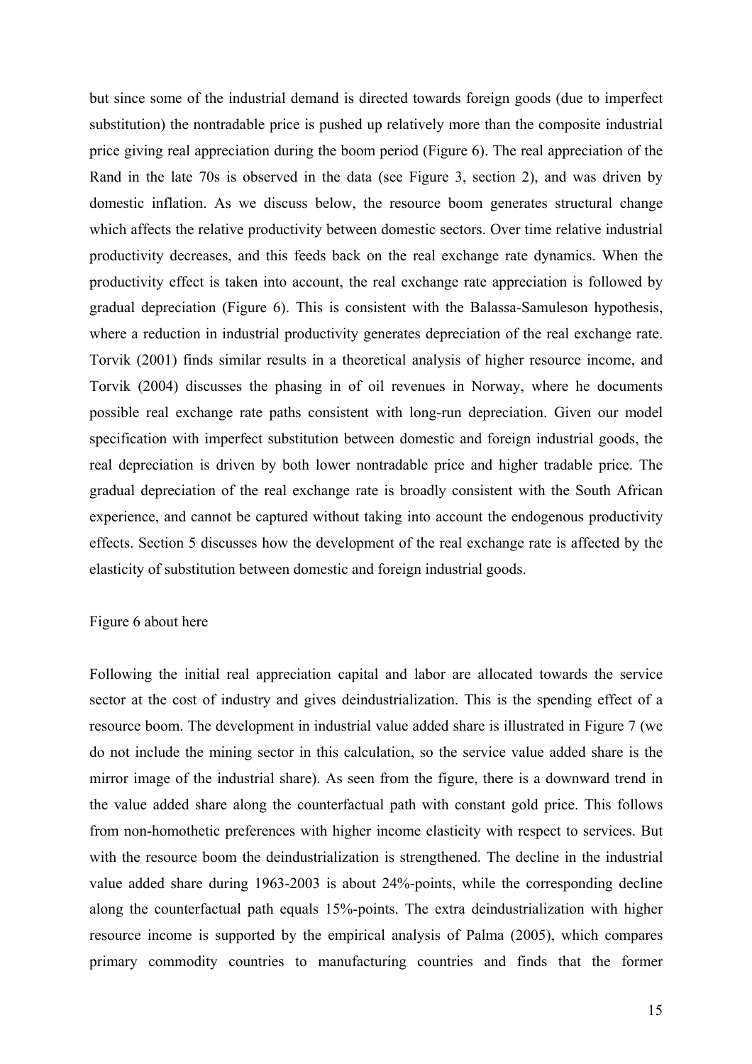but since some of the industrial demand is directed towards foreign goods (due to imperfect substitution) the nontradable price is pushed up relatively more than the composite industrial price giving real appreciation during the boom period (Figure 6). The real appreciation of the Rand in the late 70s is observed in the data (see Figure 3, section 2), and was driven by domestic inflation. As we discuss below, the resource boom generates structural change which affects the relative productivity between domestic sectors. Over time relative industrial productivity decreases, and this feeds back on the real exchange rate dynamics. When the productivity effect is taken into account, the real exchange rate appreciation is followed by gradual depreciation (Figure 6). This is consistent with the Balassa-Samuleson hypothesis, where a reduction in industrial productivity generates depreciation of the real exchange rate. Torvik (2001) finds similar results in a theoretical analysis of higher resource income, and Torvik (2004) discusses the phasing in of oil revenues in Norway, where he documents possible real exchange rate paths consistent with long-run depreciation. Given our model specification with imperfect substitution between domestic and foreign industrial goods, the real depreciation is driven by both lower nontradable price and higher tradable price. The gradual depreciation of the real exchange rate is broadly consistent with the South African experience, and cannot be captured without taking into account the endogenous productivity effects. Section 5 discusses how the development of the real exchange rate is affected by the elasticity of substitution between domestic and foreign industrial goods.

Figure 6 about here

Following the initial real appreciation capital and labor are allocated towards the service sector at the cost of industry and gives deindustrialization. This is the spending effect of a resource boom. The development in industrial value added share is illustrated in Figure 7 (we do not include the mining sector in this calculation, so the service value added share is the mirror image of the industrial share). As seen from the figure, there is a downward trend in the value added share along the counterfactual path with constant gold price. This follows from non-homothetic preferences with higher income elasticity with respect to services. But with the resource boom the deindustrialization is strengthened. The decline in the industrial value added share during 1963-2003 is about 24%-points, while the corresponding decline along the counterfactual path equals 15%-points. The extra deindustrialization with higher resource income is supported by the empirical analysis of Palma (2005), which compares primary commodity countries to manufacturing countries and finds that the former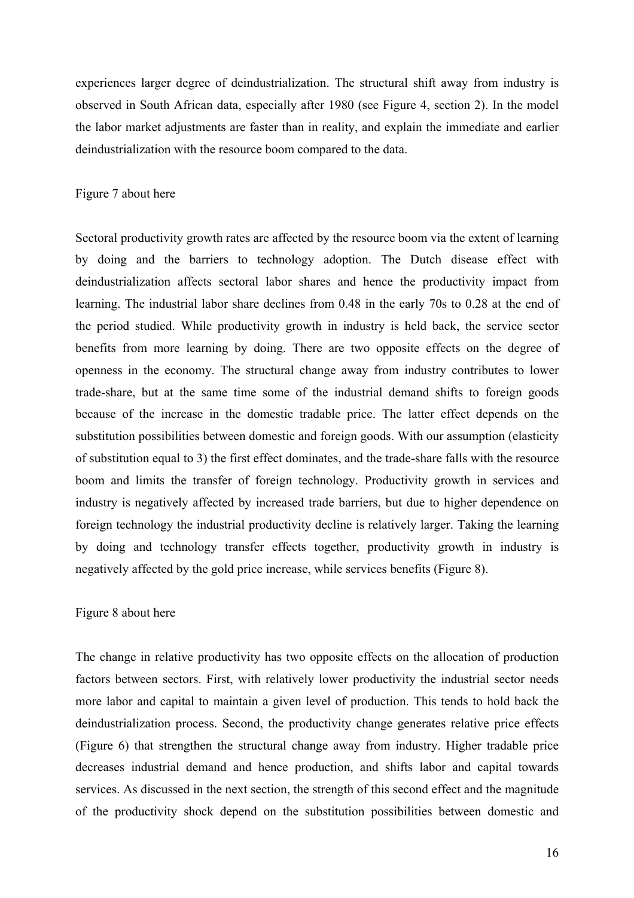experiences larger degree of deindustrialization. The structural shift away from industry is observed in South African data, especially after 1980 (see Figure 4, section 2). In the model the labor market adjustments are faster than in reality, and explain the immediate and earlier deindustrialization with the resource boom compared to the data.

Figure 7 about here

Sectoral productivity growth rates are affected by the resource boom via the extent of learning by doing and the barriers to technology adoption. The Dutch disease effect with deindustrialization affects sectoral labor shares and hence the productivity impact from learning. The industrial labor share declines from 0.48 in the early 70s to 0.28 at the end of the period studied. While productivity growth in industry is held back, the service sector benefits from more learning by doing. There are two opposite effects on the degree of openness in the economy. The structural change away from industry contributes to lower trade-share, but at the same time some of the industrial demand shifts to foreign goods because of the increase in the domestic tradable price. The latter effect depends on the substitution possibilities between domestic and foreign goods. With our assumption (elasticity of substitution equal to 3) the first effect dominates, and the trade-share falls with the resource boom and limits the transfer of foreign technology. Productivity growth in services and industry is negatively affected by increased trade barriers, but due to higher dependence on foreign technology the industrial productivity decline is relatively larger. Taking the learning by doing and technology transfer effects together, productivity growth in industry is negatively affected by the gold price increase, while services benefits (Figure 8).

Figure 8 about here

The change in relative productivity has two opposite effects on the allocation of production factors between sectors. First, with relatively lower productivity the industrial sector needs more labor and capital to maintain a given level of production. This tends to hold back the deindustrialization process. Second, the productivity change generates relative price effects (Figure 6) that strengthen the structural change away from industry. Higher tradable price decreases industrial demand and hence production, and shifts labor and capital towards services. As discussed in the next section, the strength of this second effect and the magnitude of the productivity shock depend on the substitution possibilities between domestic and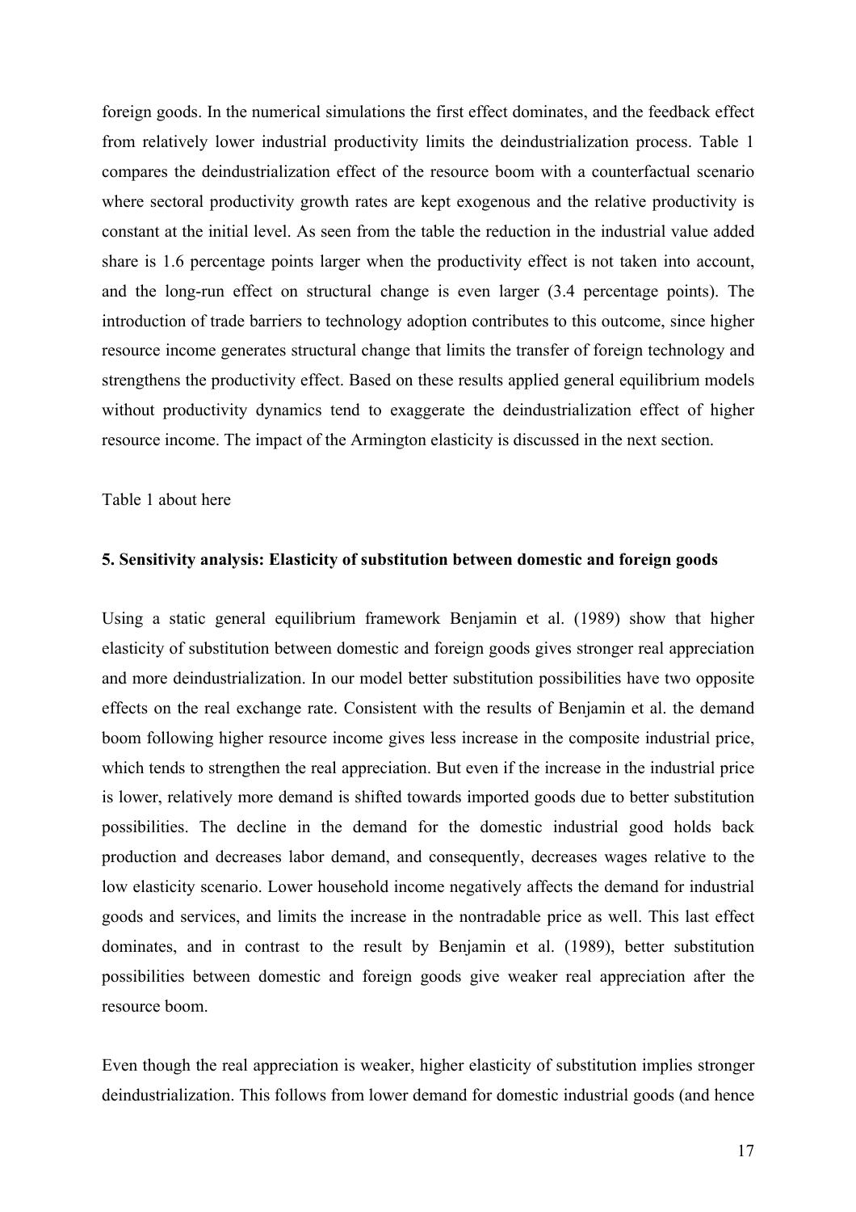foreign goods. In the numerical simulations the first effect dominates, and the feedback effect from relatively lower industrial productivity limits the deindustrialization process. Table 1 compares the deindustrialization effect of the resource boom with a counterfactual scenario where sectoral productivity growth rates are kept exogenous and the relative productivity is constant at the initial level. As seen from the table the reduction in the industrial value added share is 1.6 percentage points larger when the productivity effect is not taken into account, and the long-run effect on structural change is even larger (3.4 percentage points). The introduction of trade barriers to technology adoption contributes to this outcome, since higher resource income generates structural change that limits the transfer of foreign technology and strengthens the productivity effect. Based on these results applied general equilibrium models without productivity dynamics tend to exaggerate the deindustrialization effect of higher resource income. The impact of the Armington elasticity is discussed in the next section.

Table 1 about here

### 5. Sensitivity analysis: Elasticity of substitution between domestic and foreign goods

Using a static general equilibrium framework Benjamin et al. (1989) show that higher elasticity of substitution between domestic and foreign goods gives stronger real appreciation and more deindustrialization. In our model better substitution possibilities have two opposite effects on the real exchange rate. Consistent with the results of Benjamin et al. the demand boom following higher resource income gives less increase in the composite industrial price, which tends to strengthen the real appreciation. But even if the increase in the industrial price is lower, relatively more demand is shifted towards imported goods due to better substitution possibilities. The decline in the demand for the domestic industrial good holds back production and decreases labor demand, and consequently, decreases wages relative to the low elasticity scenario. Lower household income negatively affects the demand for industrial goods and services, and limits the increase in the nontradable price as well. This last effect dominates, and in contrast to the result by Benjamin et al. (1989), better substitution possibilities between domestic and foreign goods give weaker real appreciation after the resource boom.

Even though the real appreciation is weaker, higher elasticity of substitution implies stronger deindustrialization. This follows from lower demand for domestic industrial goods (and hence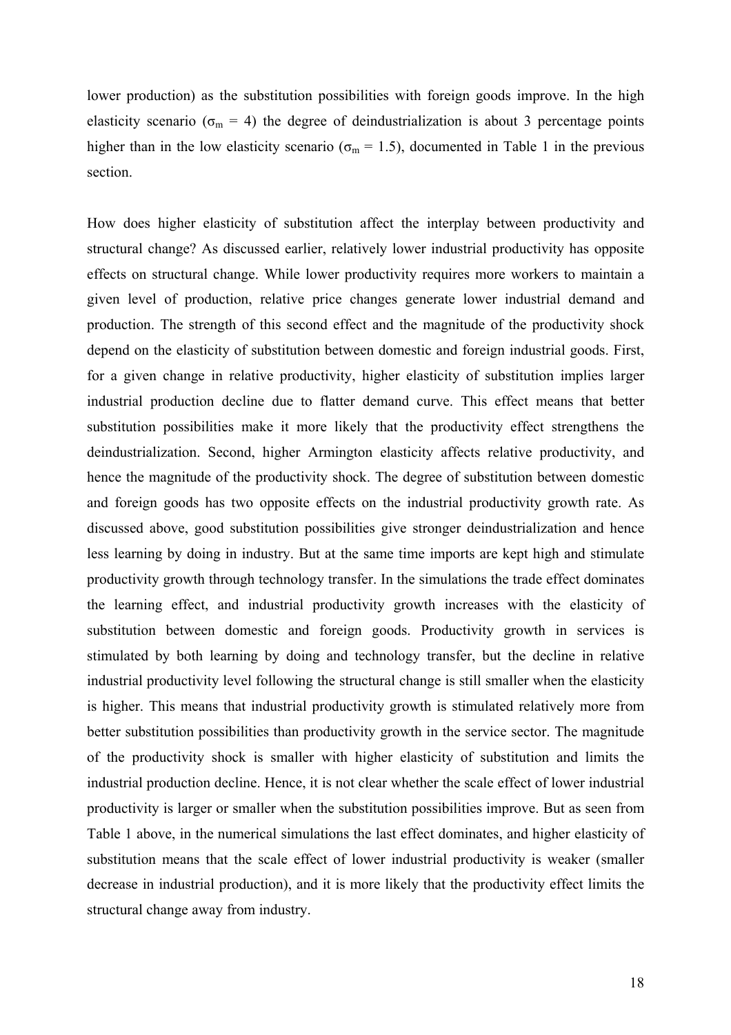lower production) as the substitution possibilities with foreign goods improve. In the high elasticity scenario ($\sigma_m = 4$) the degree of deindustrialization is about 3 percentage points higher than in the low elasticity scenario ($\sigma_m = 1.5$), documented in Table 1 in the previous section.

How does higher elasticity of substitution affect the interplay between productivity and structural change? As discussed earlier, relatively lower industrial productivity has opposite effects on structural change. While lower productivity requires more workers to maintain a given level of production, relative price changes generate lower industrial demand and production. The strength of this second effect and the magnitude of the productivity shock depend on the elasticity of substitution between domestic and foreign industrial goods. First, for a given change in relative productivity, higher elasticity of substitution implies larger industrial production decline due to flatter demand curve. This effect means that better substitution possibilities make it more likely that the productivity effect strengthens the deindustrialization. Second, higher Armington elasticity affects relative productivity, and hence the magnitude of the productivity shock. The degree of substitution between domestic and foreign goods has two opposite effects on the industrial productivity growth rate. As discussed above, good substitution possibilities give stronger deindustrialization and hence less learning by doing in industry. But at the same time imports are kept high and stimulate productivity growth through technology transfer. In the simulations the trade effect dominates the learning effect, and industrial productivity growth increases with the elasticity of substitution between domestic and foreign goods. Productivity growth in services is stimulated by both learning by doing and technology transfer, but the decline in relative industrial productivity level following the structural change is still smaller when the elasticity is higher. This means that industrial productivity growth is stimulated relatively more from better substitution possibilities than productivity growth in the service sector. The magnitude of the productivity shock is smaller with higher elasticity of substitution and limits the industrial production decline. Hence, it is not clear whether the scale effect of lower industrial productivity is larger or smaller when the substitution possibilities improve. But as seen from Table 1 above, in the numerical simulations the last effect dominates, and higher elasticity of substitution means that the scale effect of lower industrial productivity is weaker (smaller decrease in industrial production), and it is more likely that the productivity effect limits the structural change away from industry.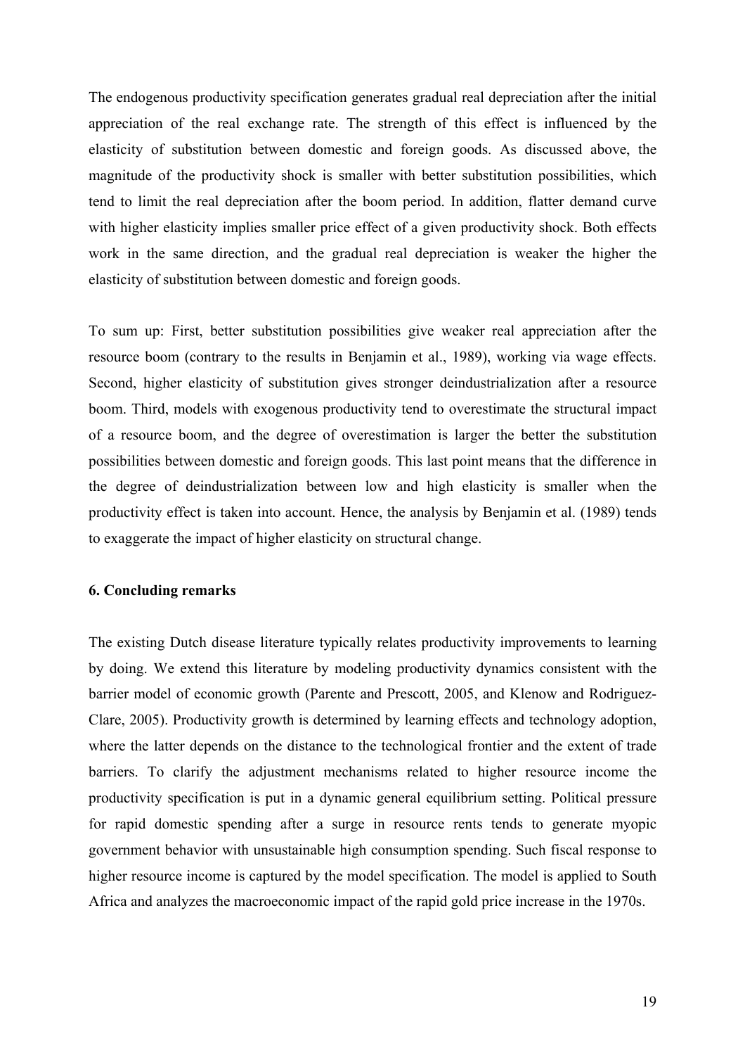The endogenous productivity specification generates gradual real depreciation after the initial appreciation of the real exchange rate. The strength of this effect is influenced by the elasticity of substitution between domestic and foreign goods. As discussed above, the magnitude of the productivity shock is smaller with better substitution possibilities, which tend to limit the real depreciation after the boom period. In addition, flatter demand curve with higher elasticity implies smaller price effect of a given productivity shock. Both effects work in the same direction, and the gradual real depreciation is weaker the higher the elasticity of substitution between domestic and foreign goods.

To sum up: First, better substitution possibilities give weaker real appreciation after the resource boom (contrary to the results in Benjamin et al., 1989), working via wage effects. Second, higher elasticity of substitution gives stronger deindustrialization after a resource boom. Third, models with exogenous productivity tend to overestimate the structural impact of a resource boom, and the degree of overestimation is larger the better the substitution possibilities between domestic and foreign goods. This last point means that the difference in the degree of deindustrialization between low and high elasticity is smaller when the productivity effect is taken into account. Hence, the analysis by Benjamin et al. (1989) tends to exaggerate the impact of higher elasticity on structural change.

## 6. Concluding remarks

The existing Dutch disease literature typically relates productivity improvements to learning by doing. We extend this literature by modeling productivity dynamics consistent with the barrier model of economic growth (Parente and Prescott, 2005, and Klenow and Rodriguez-Clare, 2005). Productivity growth is determined by learning effects and technology adoption, where the latter depends on the distance to the technological frontier and the extent of trade barriers. To clarify the adjustment mechanisms related to higher resource income the productivity specification is put in a dynamic general equilibrium setting. Political pressure for rapid domestic spending after a surge in resource rents tends to generate myopic government behavior with unsustainable high consumption spending. Such fiscal response to higher resource income is captured by the model specification. The model is applied to South Africa and analyzes the macroeconomic impact of the rapid gold price increase in the 1970s.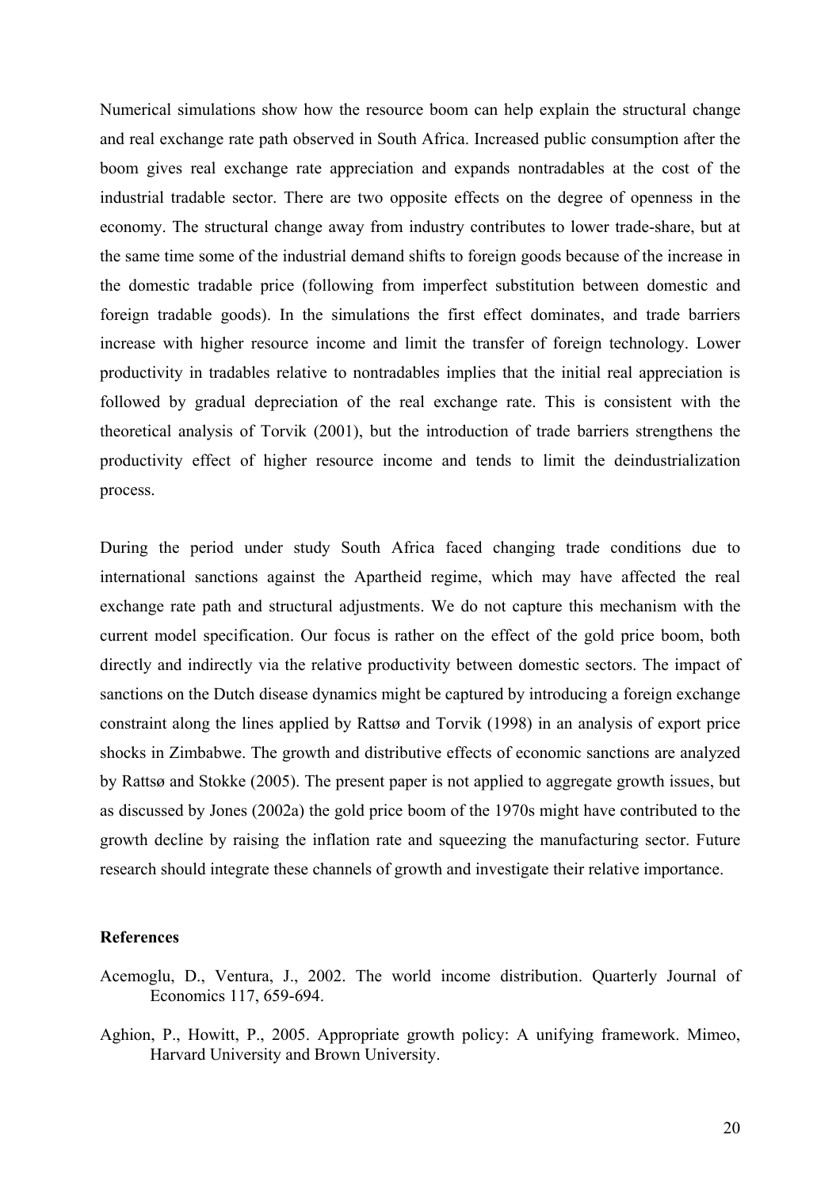Numerical simulations show how the resource boom can help explain the structural change and real exchange rate path observed in South Africa. Increased public consumption after the boom gives real exchange rate appreciation and expands nontradables at the cost of the industrial tradable sector. There are two opposite effects on the degree of openness in the economy. The structural change away from industry contributes to lower trade-share, but at the same time some of the industrial demand shifts to foreign goods because of the increase in the domestic tradable price (following from imperfect substitution between domestic and foreign tradable goods). In the simulations the first effect dominates, and trade barriers increase with higher resource income and limit the transfer of foreign technology. Lower productivity in tradables relative to nontradables implies that the initial real appreciation is followed by gradual depreciation of the real exchange rate. This is consistent with the theoretical analysis of Torvik (2001), but the introduction of trade barriers strengthens the productivity effect of higher resource income and tends to limit the deindustrialization process.

During the period under study South Africa faced changing trade conditions due to international sanctions against the Apartheid regime, which may have affected the real exchange rate path and structural adjustments. We do not capture this mechanism with the current model specification. Our focus is rather on the effect of the gold price boom, both directly and indirectly via the relative productivity between domestic sectors. The impact of sanctions on the Dutch disease dynamics might be captured by introducing a foreign exchange constraint along the lines applied by Rattsø and Torvik (1998) in an analysis of export price shocks in Zimbabwe. The growth and distributive effects of economic sanctions are analyzed by Rattsø and Stokke (2005). The present paper is not applied to aggregate growth issues, but as discussed by Jones (2002a) the gold price boom of the 1970s might have contributed to the growth decline by raising the inflation rate and squeezing the manufacturing sector. Future research should integrate these channels of growth and investigate their relative importance.

## References

Acemoglu, D., Ventura, J., 2002. The world income distribution. Quarterly Journal of Economics 117, 659-694.

Aghion, P., Howitt, P., 2005. Appropriate growth policy: A unifying framework. Mimeo, Harvard University and Brown University.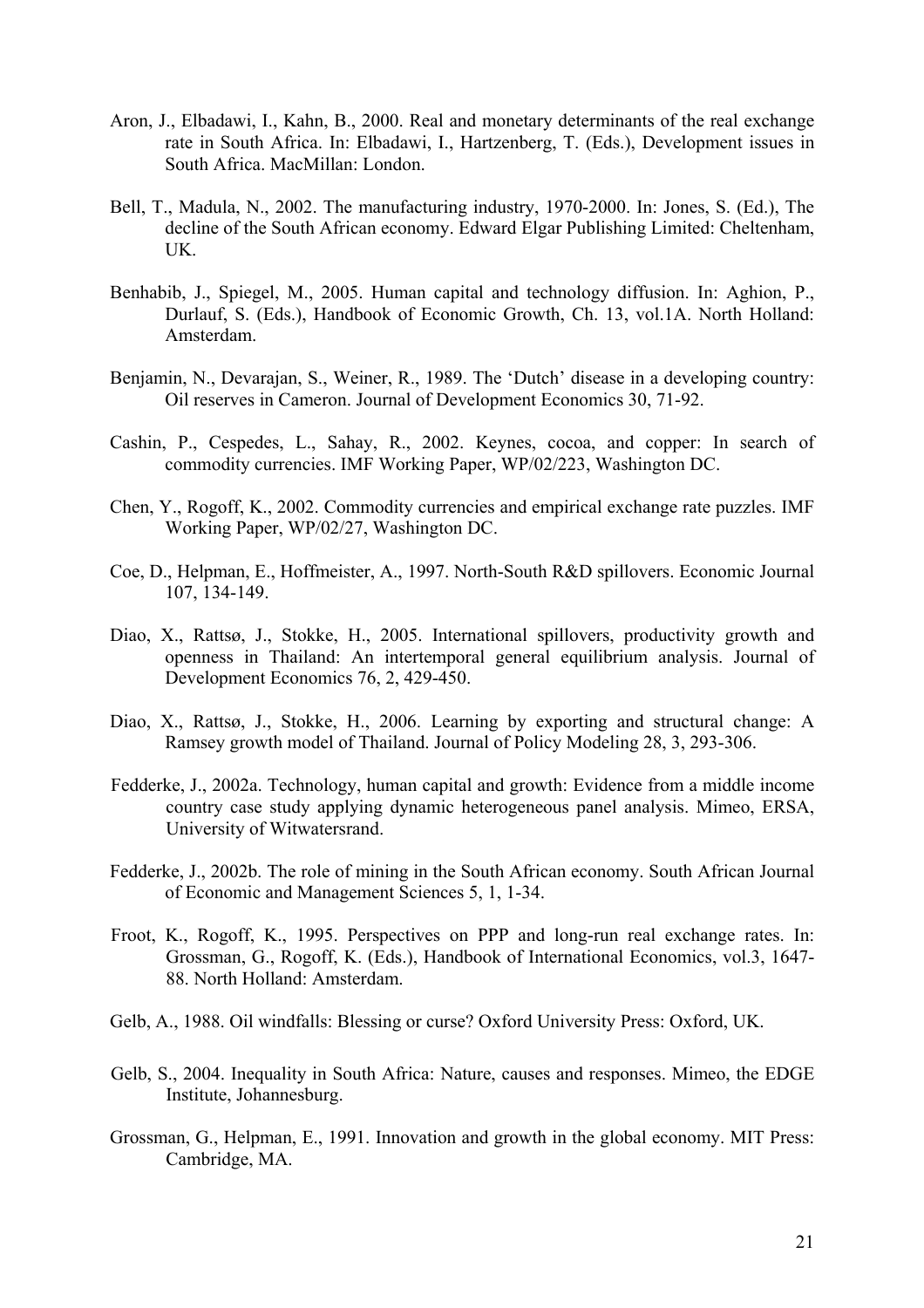Aron, J., Elbadawi, I., Kahn, B., 2000. Real and monetary determinants of the real exchange rate in South Africa. In: Elbadawi, I., Hartzenberg, T. (Eds.), Development issues in South Africa. MacMillan: London.

Bell, T., Madula, N., 2002. The manufacturing industry, 1970-2000. In: Jones, S. (Ed.), The decline of the South African economy. Edward Elgar Publishing Limited: Cheltenham, UK.

Benhabib, J., Spiegel, M., 2005. Human capital and technology diffusion. In: Aghion, P., Durlauf, S. (Eds.), Handbook of Economic Growth, Ch. 13, vol.1A. North Holland: Amsterdam.

Benjamin, N., Devarajan, S., Weiner, R., 1989. The 'Dutch' disease in a developing country: Oil reserves in Cameron. Journal of Development Economics 30, 71-92.

Cashin, P., Cespedes, L., Sahay, R., 2002. Keynes, cocoa, and copper: In search of commodity currencies. IMF Working Paper, WP/02/223, Washington DC.

Chen, Y., Rogoff, K., 2002. Commodity currencies and empirical exchange rate puzzles. IMF Working Paper, WP/02/27, Washington DC.

Coe, D., Helpman, E., Hoffmeister, A., 1997. North-South R&D spillovers. Economic Journal 107, 134-149.

Diao, X., Rattsø, J., Stokke, H., 2005. International spillovers, productivity growth and openness in Thailand: An intertemporal general equilibrium analysis. Journal of Development Economics 76, 2, 429-450.

Diao, X., Rattsø, J., Stokke, H., 2006. Learning by exporting and structural change: A Ramsey growth model of Thailand. Journal of Policy Modeling 28, 3, 293-306.

Fedderke, J., 2002a. Technology, human capital and growth: Evidence from a middle income country case study applying dynamic heterogeneous panel analysis. Mimeo, ERSA, University of Witwatersrand.

Fedderke, J., 2002b. The role of mining in the South African economy. South African Journal of Economic and Management Sciences 5, 1, 1-34.

Froot, K., Rogoff, K., 1995. Perspectives on PPP and long-run real exchange rates. In: Grossman, G., Rogoff, K. (Eds.), Handbook of International Economics, vol.3, 1647-88. North Holland: Amsterdam.

Gelb, A., 1988. Oil windfalls: Blessing or curse? Oxford University Press: Oxford, UK.

Gelb, S., 2004. Inequality in South Africa: Nature, causes and responses. Mimeo, the EDGE Institute, Johannesburg.

Grossman, G., Helpman, E., 1991. Innovation and growth in the global economy. MIT Press: Cambridge, MA.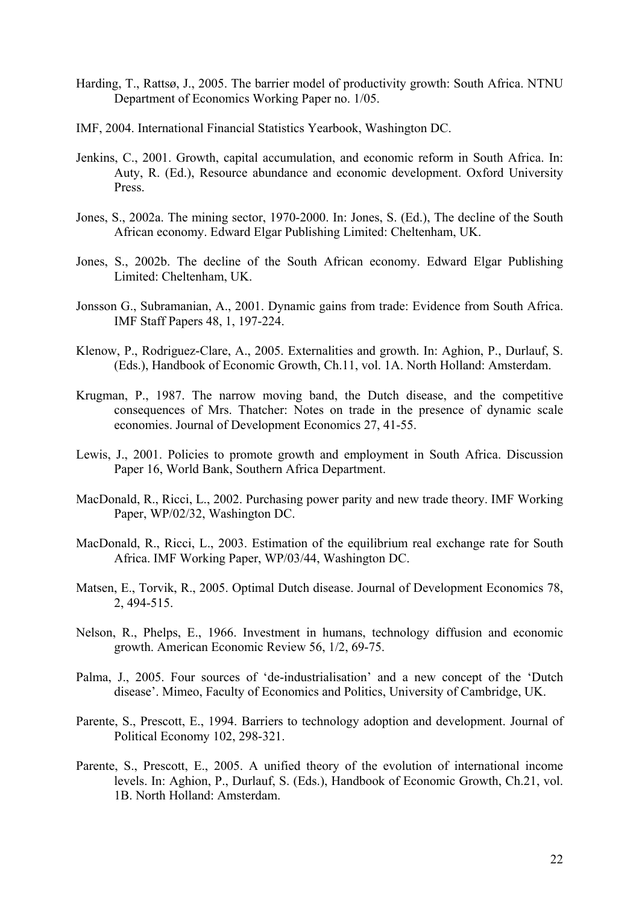Harding, T., Rattsø, J., 2005. The barrier model of productivity growth: South Africa. NTNU Department of Economics Working Paper no. 1/05.

IMF, 2004. International Financial Statistics Yearbook, Washington DC.

Jenkins, C., 2001. Growth, capital accumulation, and economic reform in South Africa. In: Auty, R. (Ed.), Resource abundance and economic development. Oxford University Press.

Jones, S., 2002a. The mining sector, 1970-2000. In: Jones, S. (Ed.), The decline of the South African economy. Edward Elgar Publishing Limited: Cheltenham, UK.

Jones, S., 2002b. The decline of the South African economy. Edward Elgar Publishing Limited: Cheltenham, UK.

Jonsson G., Subramanian, A., 2001. Dynamic gains from trade: Evidence from South Africa. IMF Staff Papers 48, 1, 197-224.

Klenow, P., Rodriguez-Clare, A., 2005. Externalities and growth. In: Aghion, P., Durlauf, S. (Eds.), Handbook of Economic Growth, Ch.11, vol. 1A. North Holland: Amsterdam.

Krugman, P., 1987. The narrow moving band, the Dutch disease, and the competitive consequences of Mrs. Thatcher: Notes on trade in the presence of dynamic scale economies. Journal of Development Economics 27, 41-55.

Lewis, J., 2001. Policies to promote growth and employment in South Africa. Discussion Paper 16, World Bank, Southern Africa Department.

MacDonald, R., Ricci, L., 2002. Purchasing power parity and new trade theory. IMF Working Paper, WP/02/32, Washington DC.

MacDonald, R., Ricci, L., 2003. Estimation of the equilibrium real exchange rate for South Africa. IMF Working Paper, WP/03/44, Washington DC.

Matsen, E., Torvik, R., 2005. Optimal Dutch disease. Journal of Development Economics 78, 2, 494-515.

Nelson, R., Phelps, E., 1966. Investment in humans, technology diffusion and economic growth. American Economic Review 56, 1/2, 69-75.

Palma, J., 2005. Four sources of 'de-industrialisation' and a new concept of the 'Dutch disease'. Mimeo, Faculty of Economics and Politics, University of Cambridge, UK.

Parente, S., Prescott, E., 1994. Barriers to technology adoption and development. Journal of Political Economy 102, 298-321.

Parente, S., Prescott, E., 2005. A unified theory of the evolution of international income levels. In: Aghion, P., Durlauf, S. (Eds.), Handbook of Economic Growth, Ch.21, vol. 1B. North Holland: Amsterdam.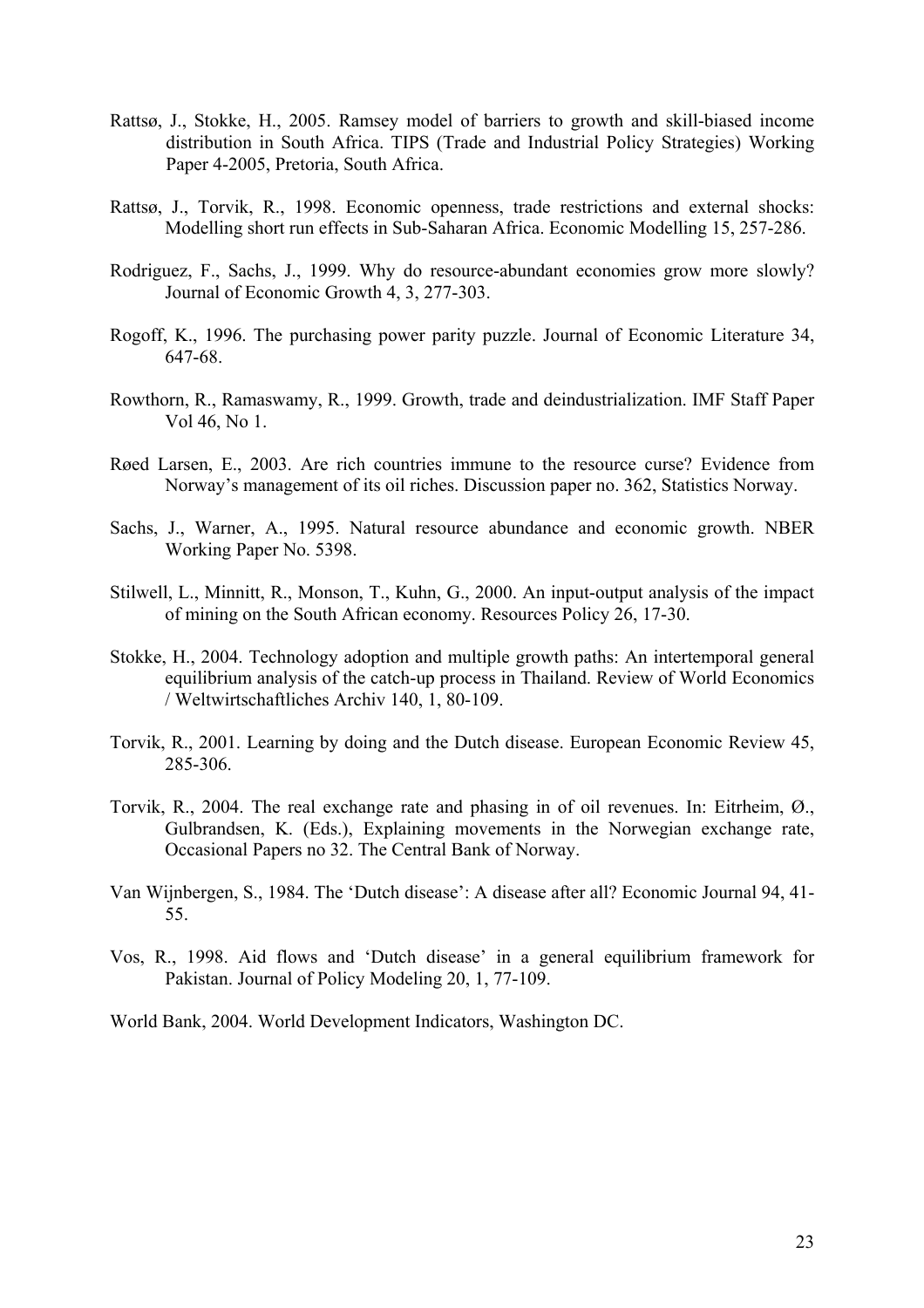Rattsø, J., Stokke, H., 2005. Ramsey model of barriers to growth and skill-biased income distribution in South Africa. TIPS (Trade and Industrial Policy Strategies) Working Paper 4-2005, Pretoria, South Africa.

Rattsø, J., Torvik, R., 1998. Economic openness, trade restrictions and external shocks: Modelling short run effects in Sub-Saharan Africa. Economic Modelling 15, 257-286.

Rodriguez, F., Sachs, J., 1999. Why do resource-abundant economies grow more slowly? Journal of Economic Growth 4, 3, 277-303.

Rogoff, K., 1996. The purchasing power parity puzzle. Journal of Economic Literature 34, 647-68.

Rowthorn, R., Ramaswamy, R., 1999. Growth, trade and deindustrialization. IMF Staff Paper Vol 46, No 1.

Røed Larsen, E., 2003. Are rich countries immune to the resource curse? Evidence from Norway's management of its oil riches. Discussion paper no. 362, Statistics Norway.

Sachs, J., Warner, A., 1995. Natural resource abundance and economic growth. NBER Working Paper No. 5398.

Stilwell, L., Minnitt, R., Monson, T., Kuhn, G., 2000. An input-output analysis of the impact of mining on the South African economy. Resources Policy 26, 17-30.

Stokke, H., 2004. Technology adoption and multiple growth paths: An intertemporal general equilibrium analysis of the catch-up process in Thailand. Review of World Economics / Weltwirtschaftliches Archiv 140, 1, 80-109.

Torvik, R., 2001. Learning by doing and the Dutch disease. European Economic Review 45, 285-306.

Torvik, R., 2004. The real exchange rate and phasing in of oil revenues. In: Eitrheim, Ø., Gulbrandsen, K. (Eds.), Explaining movements in the Norwegian exchange rate, Occasional Papers no 32. The Central Bank of Norway.

Van Wijnbergen, S., 1984. The 'Dutch disease': A disease after all? Economic Journal 94, 41-55.

Vos, R., 1998. Aid flows and 'Dutch disease' in a general equilibrium framework for Pakistan. Journal of Policy Modeling 20, 1, 77-109.

World Bank, 2004. World Development Indicators, Washington DC.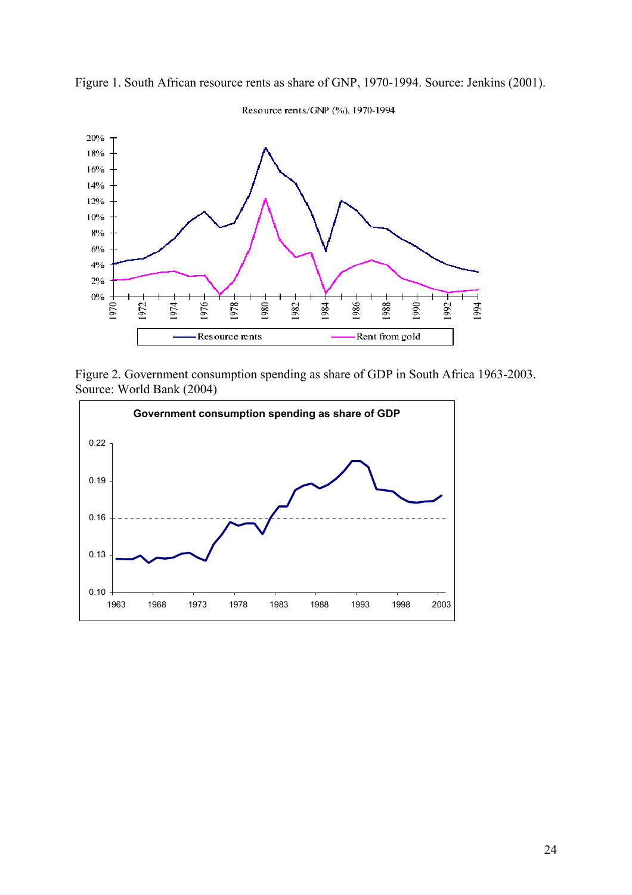Figure 1. South African resource rents as share of GNP, 1970-1994. Source: Jenkins (2001).

Figure 2. Government consumption spending as share of GDP in South Africa 1963-2003. Source: World Bank (2004)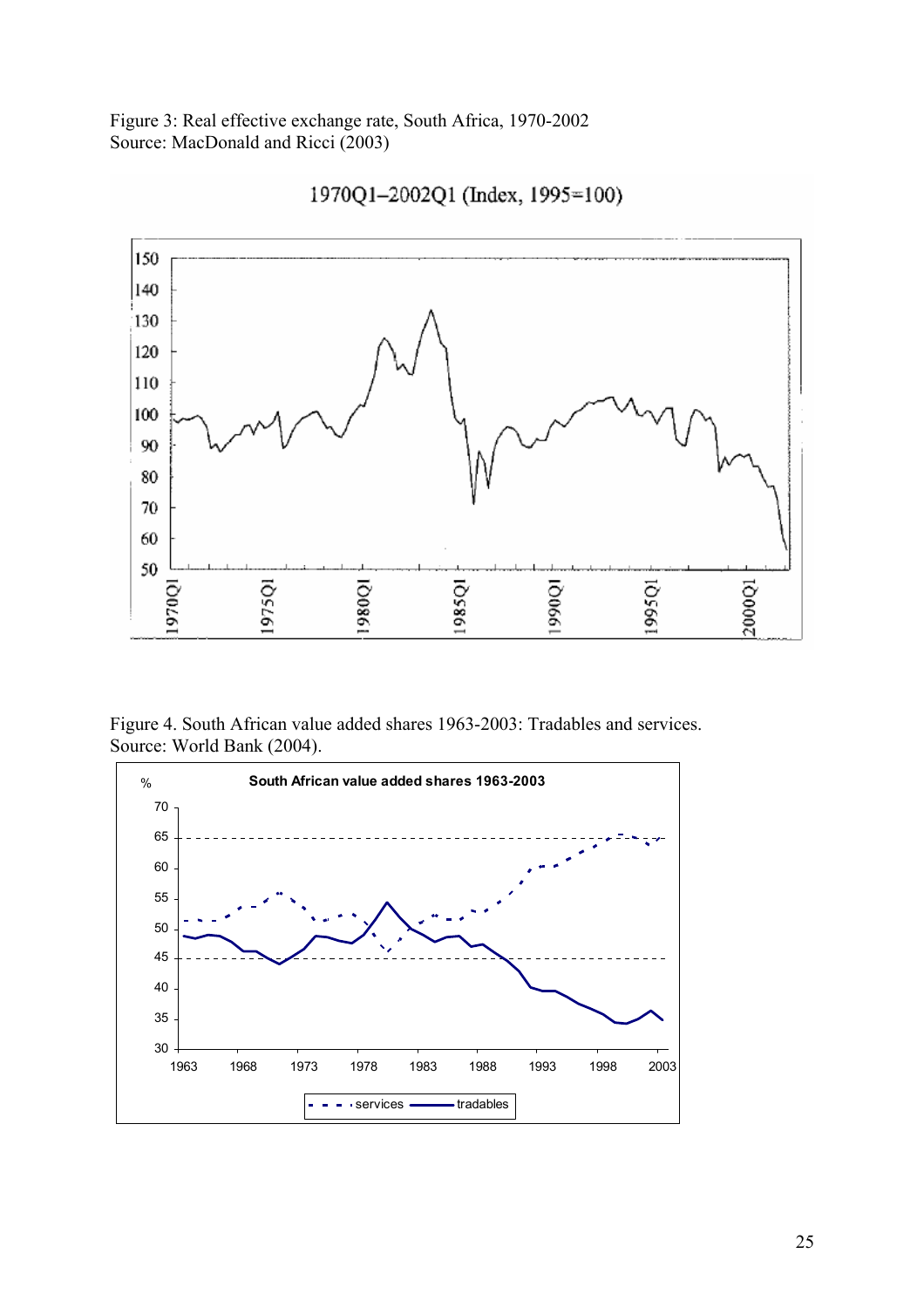Figure 3: Real effective exchange rate, South Africa, 1970-2002
Source: MacDonald and Ricci (2003)

Figure 4. South African value added shares 1963-2003: Tradables and services.
Source: World Bank (2004).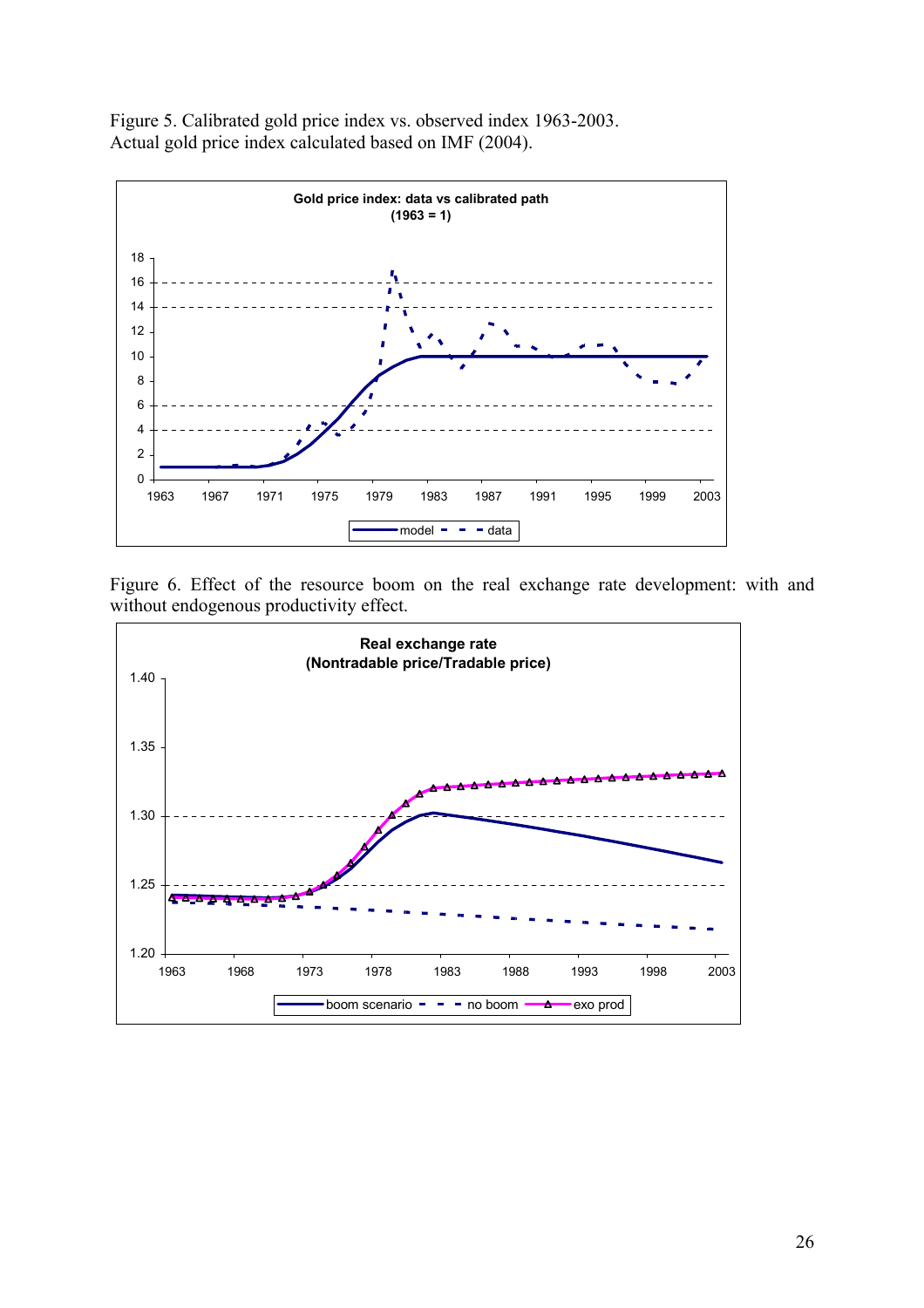Figure 5. Calibrated gold price index vs. observed index 1963-2003.
Actual gold price index calculated based on IMF (2004).

Figure 6. Effect of the resource boom on the real exchange rate development: with and without endogenous productivity effect.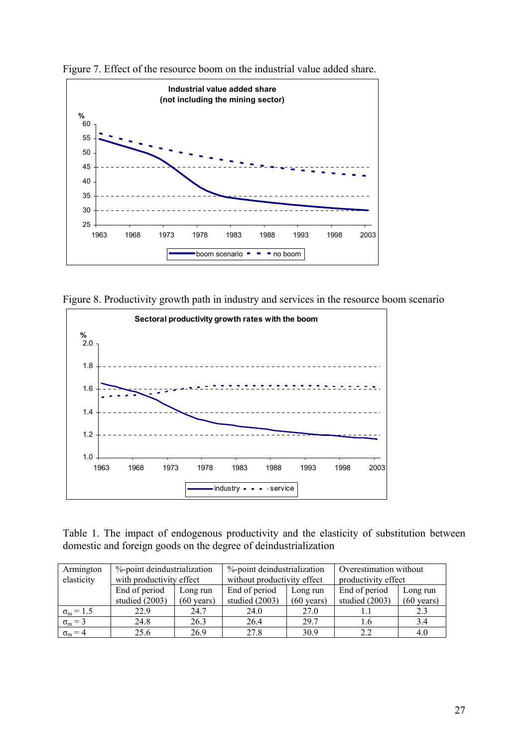Figure 7. Effect of the resource boom on the industrial value added share.

Industrial value added share
(not including the mining sector)

%
60
55
50
45
40
35
30
25

1963 1968 1973 1978 1983 1988 1993 1998 2003

boom scenario
no boom

Figure 8. Productivity growth path in industry and services in the resource boom scenario

Sectoral productivity growth rates with the boom

%
2.0
1.8
1.6
1.4
1.2
1.0

1963 1968 1973 1978 1983 1988 1993 1998 2003

industry
service

Table 1. The impact of endogenous productivity and the elasticity of substitution between domestic and foreign goods on the degree of deindustrialization

| Armington elasticity | %-point deindustrialization with productivity effect | | %-point deindustrialization without productivity effect | | Overestimation without productivity effect | |
|---|---|---|---|---|---|---|
| | End of period studied (2003) | Long run (60 years) | End of period studied (2003) | Long run (60 years) | End of period studied (2003) | Long run (60 years) |
| $\sigma_m = 1.5$ | 22.9 | 24.7 | 24.0 | 27.0 | 1.1 | 2.3 |
| $\sigma_m = 3$ | 24.8 | 26.3 | 26.4 | 29.7 | 1.6 | 3.4 |
| $\sigma_m = 4$ | 25.6 | 26.9 | 27.8 | 30.9 | 2.2 | 4.0 |